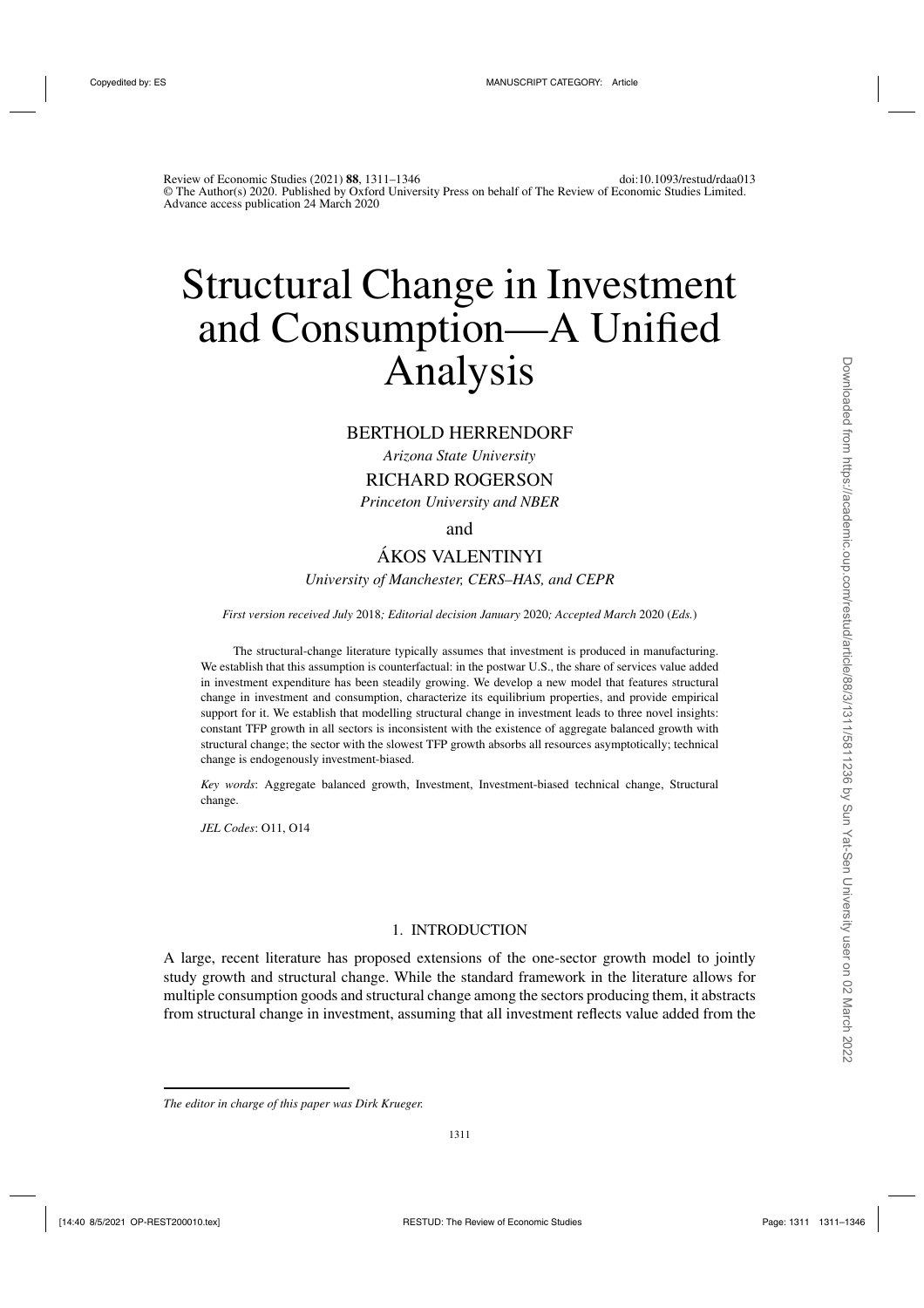# Structural Change in Investment and Consumption—A Unified Analysis

BERTHOLD HERRENDORF

*Arizona State University*

RICHARD ROGERSON

*Princeton University and NBER*

and

ÁKOS VALENTINYI

*University of Manchester, CERS–HAS, and CEPR*

*First version received July* 2018*; Editorial decision January* 2020*; Accepted March* 2020 (*Eds.*)

The structural-change literature typically assumes that investment is produced in manufacturing. We establish that this assumption is counterfactual: in the postwar U.S., the share of services value added in investment expenditure has been steadily growing. We develop a new model that features structural change in investment and consumption, characterize its equilibrium properties, and provide empirical support for it. We establish that modelling structural change in investment leads to three novel insights: constant TFP growth in all sectors is inconsistent with the existence of aggregate balanced growth with structural change; the sector with the slowest TFP growth absorbs all resources asymptotically; technical change is endogenously investment-biased.

*Key words*: Aggregate balanced growth, Investment, Investment-biased technical change, Structural change.

*JEL Codes*: O11, O14

## 1. INTRODUCTION

A large, recent literature has proposed extensions of the one-sector growth model to jointly study growth and structural change. While the standard framework in the literature allows for multiple consumption goods and structural change among the sectors producing them, it abstracts from structural change in investment, assuming that all investment reflects value added from the

*The editor in charge of this paper was Dirk Krueger.*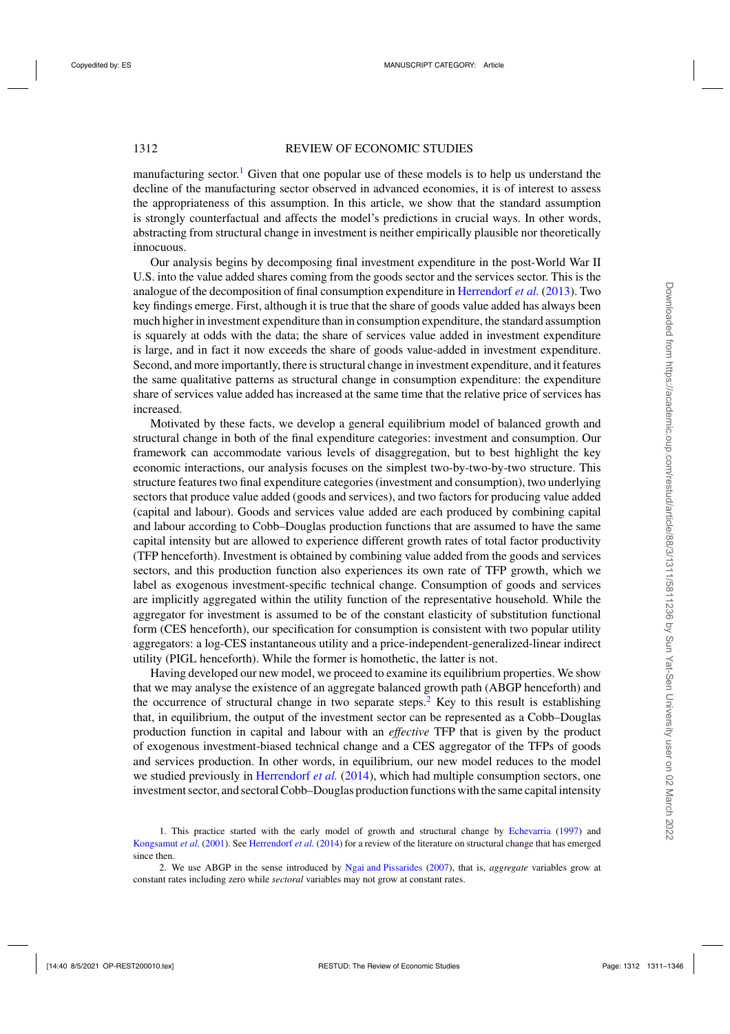manufacturing sector.[1] Given that one popular use of these models is to help us understand the decline of the manufacturing sector observed in advanced economies, it is of interest to assess the appropriateness of this assumption. In this article, we show that the standard assumption is strongly counterfactual and affects the model's predictions in crucial ways. In other words, abstracting from structural change in investment is neither empirically plausible nor theoretically innocuous.

Our analysis begins by decomposing final investment expenditure in the post-World War II U.S. into the value added shares coming from the goods sector and the services sector. This is the analogue of the decomposition of final consumption expenditure in Herrendorf *et al.* (2013). Two key findings emerge. First, although it is true that the share of goods value added has always been much higher in investment expenditure than in consumption expenditure, the standard assumption is squarely at odds with the data; the share of services value added in investment expenditure is large, and in fact it now exceeds the share of goods value-added in investment expenditure. Second, and more importantly, there is structural change in investment expenditure, and it features the same qualitative patterns as structural change in consumption expenditure: the expenditure share of services value added has increased at the same time that the relative price of services has increased.

Motivated by these facts, we develop a general equilibrium model of balanced growth and structural change in both of the final expenditure categories: investment and consumption. Our framework can accommodate various levels of disaggregation, but to best highlight the key economic interactions, our analysis focuses on the simplest two-by-two-by-two structure. This structure features two final expenditure categories (investment and consumption), two underlying sectors that produce value added (goods and services), and two factors for producing value added (capital and labour). Goods and services value added are each produced by combining capital and labour according to Cobb–Douglas production functions that are assumed to have the same capital intensity but are allowed to experience different growth rates of total factor productivity (TFP henceforth). Investment is obtained by combining value added from the goods and services sectors, and this production function also experiences its own rate of TFP growth, which we label as exogenous investment-specific technical change. Consumption of goods and services are implicitly aggregated within the utility function of the representative household. While the aggregator for investment is assumed to be of the constant elasticity of substitution functional form (CES henceforth), our specification for consumption is consistent with two popular utility aggregators: a log-CES instantaneous utility and a price-independent-generalized-linear indirect utility (PIGL henceforth). While the former is homothetic, the latter is not.

Having developed our new model, we proceed to examine its equilibrium properties. We show that we may analyse the existence of an aggregate balanced growth path (ABGP henceforth) and the occurrence of structural change in two separate steps.[2] Key to this result is establishing that, in equilibrium, the output of the investment sector can be represented as a Cobb–Douglas production function in capital and labour with an *effective* TFP that is given by the product of exogenous investment-biased technical change and a CES aggregator of the TFPs of goods and services production. In other words, in equilibrium, our new model reduces to the model we studied previously in Herrendorf *et al.* (2014), which had multiple consumption sectors, one investment sector, and sectoral Cobb–Douglas production functions with the same capital intensity

1. This practice started with the early model of growth and structural change by Echevarria (1997) and Kongsamut *et al.* (2001). See Herrendorf *et al.* (2014) for a review of the literature on structural change that has emerged since then.

2. We use ABGP in the sense introduced by Ngai and Pissarides (2007), that is, *aggregate* variables grow at constant rates including zero while *sectoral* variables may not grow at constant rates.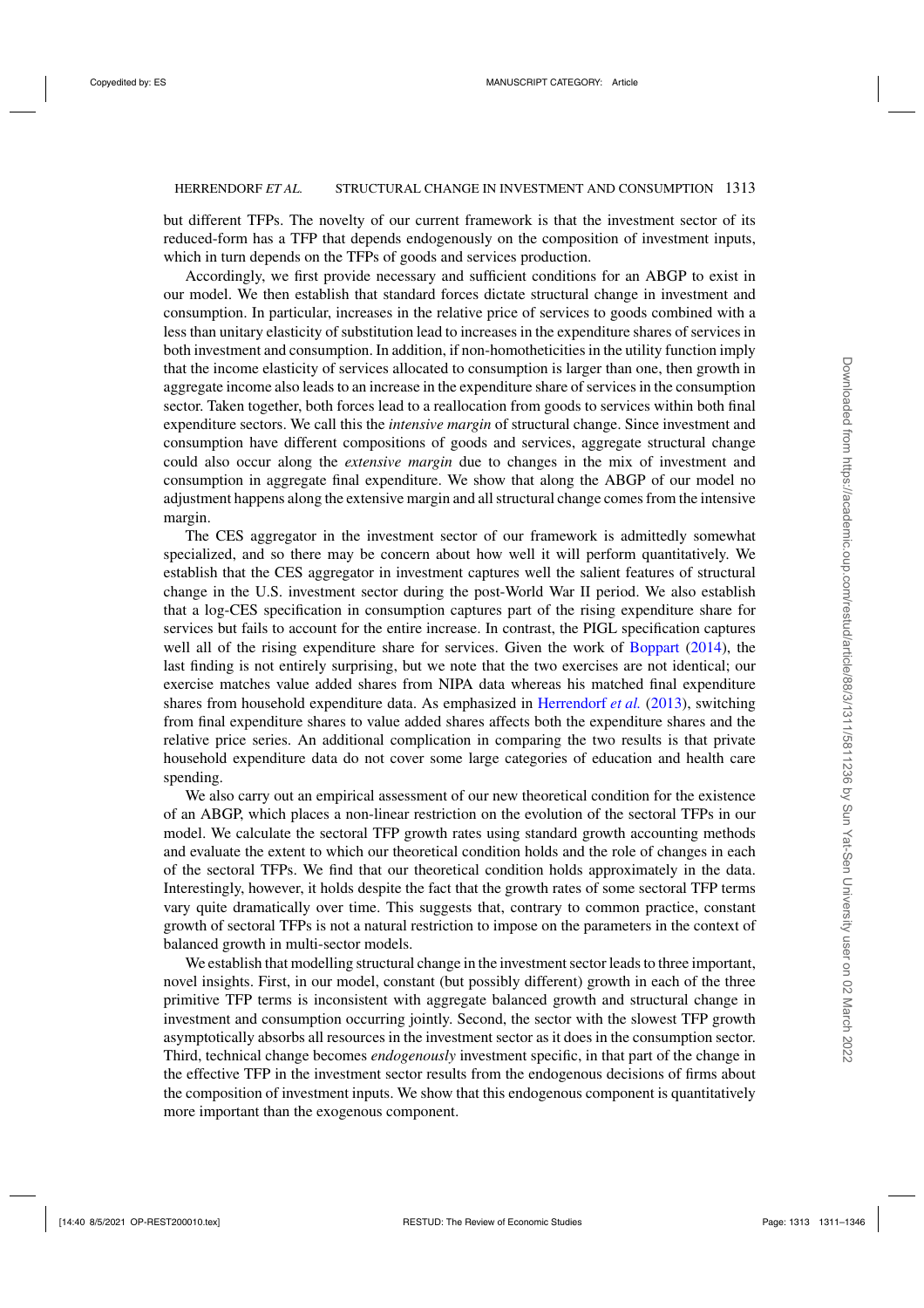but different TFPs. The novelty of our current framework is that the investment sector of its reduced-form has a TFP that depends endogenously on the composition of investment inputs, which in turn depends on the TFPs of goods and services production.

Accordingly, we first provide necessary and sufficient conditions for an ABGP to exist in our model. We then establish that standard forces dictate structural change in investment and consumption. In particular, increases in the relative price of services to goods combined with a less than unitary elasticity of substitution lead to increases in the expenditure shares of services in both investment and consumption. In addition, if non-homotheticities in the utility function imply that the income elasticity of services allocated to consumption is larger than one, then growth in aggregate income also leads to an increase in the expenditure share of services in the consumption sector. Taken together, both forces lead to a reallocation from goods to services within both final expenditure sectors. We call this the *intensive margin* of structural change. Since investment and consumption have different compositions of goods and services, aggregate structural change could also occur along the *extensive margin* due to changes in the mix of investment and consumption in aggregate final expenditure. We show that along the ABGP of our model no adjustment happens along the extensive margin and all structural change comes from the intensive margin.

The CES aggregator in the investment sector of our framework is admittedly somewhat specialized, and so there may be concern about how well it will perform quantitatively. We establish that the CES aggregator in investment captures well the salient features of structural change in the U.S. investment sector during the post-World War II period. We also establish that a log-CES specification in consumption captures part of the rising expenditure share for services but fails to account for the entire increase. In contrast, the PIGL specification captures well all of the rising expenditure share for services. Given the work of Boppart (2014), the last finding is not entirely surprising, but we note that the two exercises are not identical; our exercise matches value added shares from NIPA data whereas his matched final expenditure shares from household expenditure data. As emphasized in Herrendorf *et al.* (2013), switching from final expenditure shares to value added shares affects both the expenditure shares and the relative price series. An additional complication in comparing the two results is that private household expenditure data do not cover some large categories of education and health care spending.

We also carry out an empirical assessment of our new theoretical condition for the existence of an ABGP, which places a non-linear restriction on the evolution of the sectoral TFPs in our model. We calculate the sectoral TFP growth rates using standard growth accounting methods and evaluate the extent to which our theoretical condition holds and the role of changes in each of the sectoral TFPs. We find that our theoretical condition holds approximately in the data. Interestingly, however, it holds despite the fact that the growth rates of some sectoral TFP terms vary quite dramatically over time. This suggests that, contrary to common practice, constant growth of sectoral TFPs is not a natural restriction to impose on the parameters in the context of balanced growth in multi-sector models.

We establish that modelling structural change in the investment sector leads to three important, novel insights. First, in our model, constant (but possibly different) growth in each of the three primitive TFP terms is inconsistent with aggregate balanced growth and structural change in investment and consumption occurring jointly. Second, the sector with the slowest TFP growth asymptotically absorbs all resources in the investment sector as it does in the consumption sector. Third, technical change becomes *endogenously* investment specific, in that part of the change in the effective TFP in the investment sector results from the endogenous decisions of firms about the composition of investment inputs. We show that this endogenous component is quantitatively more important than the exogenous component.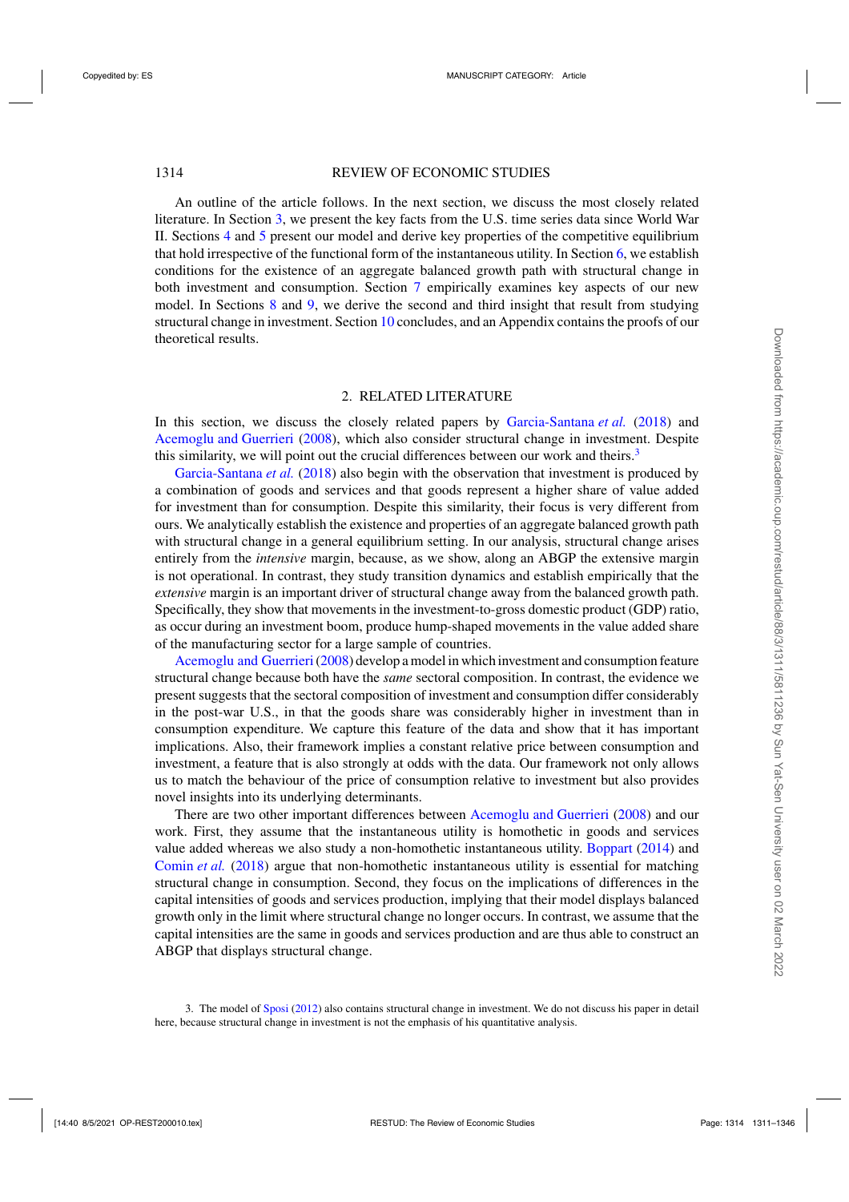An outline of the article follows. In the next section, we discuss the most closely related literature. In Section 3, we present the key facts from the U.S. time series data since World War II. Sections 4 and 5 present our model and derive key properties of the competitive equilibrium that hold irrespective of the functional form of the instantaneous utility. In Section 6, we establish conditions for the existence of an aggregate balanced growth path with structural change in both investment and consumption. Section 7 empirically examines key aspects of our new model. In Sections 8 and 9, we derive the second and third insight that result from studying structural change in investment. Section 10 concludes, and an Appendix contains the proofs of our theoretical results.

## 2. RELATED LITERATURE

In this section, we discuss the closely related papers by Garcia-Santana *et al.* (2018) and Acemoglu and Guerrieri (2008), which also consider structural change in investment. Despite this similarity, we will point out the crucial differences between our work and theirs.[3]

Garcia-Santana *et al.* (2018) also begin with the observation that investment is produced by a combination of goods and services and that goods represent a higher share of value added for investment than for consumption. Despite this similarity, their focus is very different from ours. We analytically establish the existence and properties of an aggregate balanced growth path with structural change in a general equilibrium setting. In our analysis, structural change arises entirely from the *intensive* margin, because, as we show, along an ABGP the extensive margin is not operational. In contrast, they study transition dynamics and establish empirically that the *extensive* margin is an important driver of structural change away from the balanced growth path. Specifically, they show that movements in the investment-to-gross domestic product (GDP) ratio, as occur during an investment boom, produce hump-shaped movements in the value added share of the manufacturing sector for a large sample of countries.

Acemoglu and Guerrieri (2008) develop a model in which investment and consumption feature structural change because both have the *same* sectoral composition. In contrast, the evidence we present suggests that the sectoral composition of investment and consumption differ considerably in the post-war U.S., in that the goods share was considerably higher in investment than in consumption expenditure. We capture this feature of the data and show that it has important implications. Also, their framework implies a constant relative price between consumption and investment, a feature that is also strongly at odds with the data. Our framework not only allows us to match the behaviour of the price of consumption relative to investment but also provides novel insights into its underlying determinants.

There are two other important differences between Acemoglu and Guerrieri (2008) and our work. First, they assume that the instantaneous utility is homothetic in goods and services value added whereas we also study a non-homothetic instantaneous utility. Boppart (2014) and Comin *et al.* (2018) argue that non-homothetic instantaneous utility is essential for matching structural change in consumption. Second, they focus on the implications of differences in the capital intensities of goods and services production, implying that their model displays balanced growth only in the limit where structural change no longer occurs. In contrast, we assume that the capital intensities are the same in goods and services production and are thus able to construct an ABGP that displays structural change.

3. The model of Sposi (2012) also contains structural change in investment. We do not discuss his paper in detail here, because structural change in investment is not the emphasis of his quantitative analysis.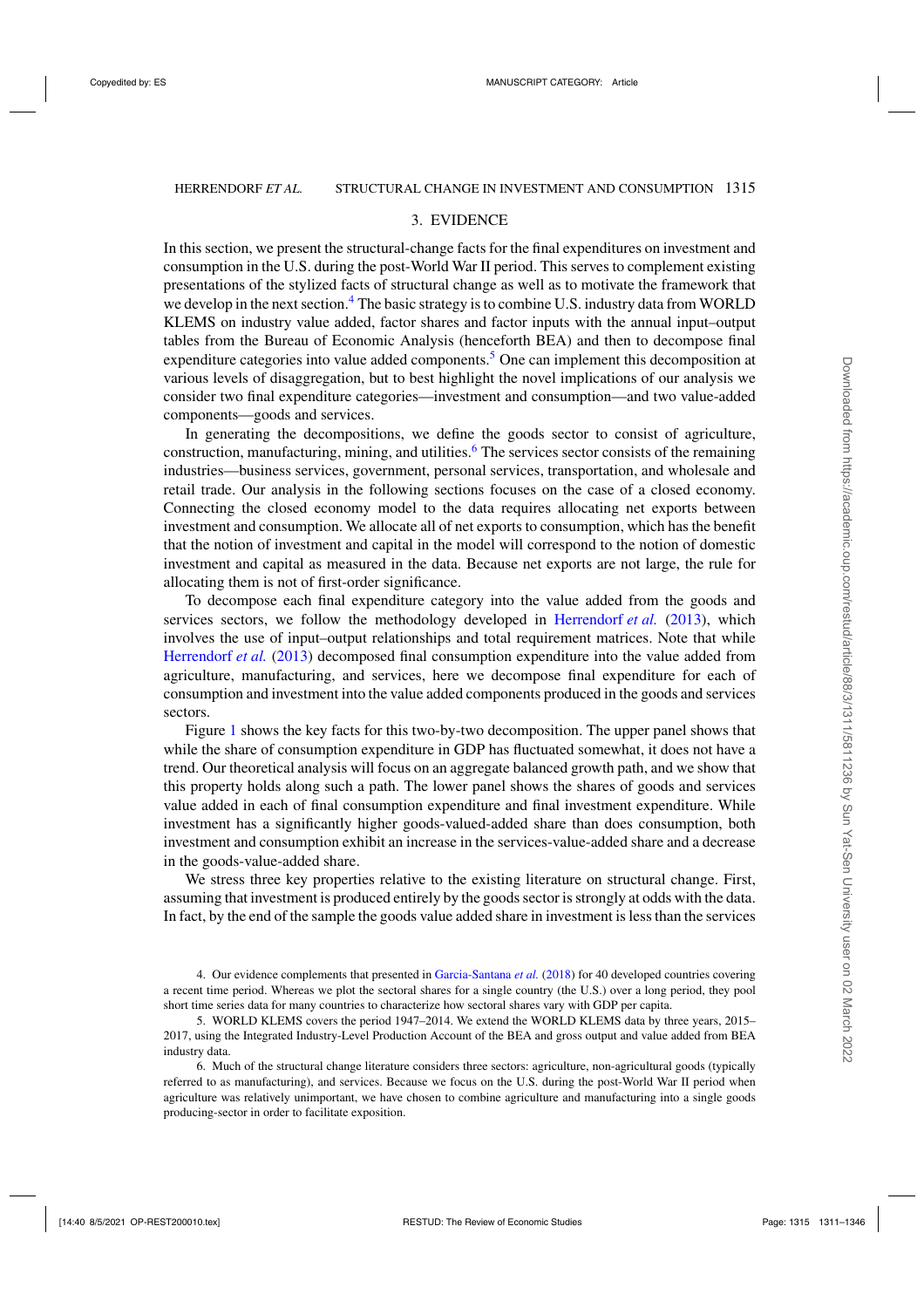## 3. EVIDENCE

In this section, we present the structural-change facts for the final expenditures on investment and consumption in the U.S. during the post-World War II period. This serves to complement existing presentations of the stylized facts of structural change as well as to motivate the framework that we develop in the next section.[4] The basic strategy is to combine U.S. industry data from WORLD KLEMS on industry value added, factor shares and factor inputs with the annual input–output tables from the Bureau of Economic Analysis (henceforth BEA) and then to decompose final expenditure categories into value added components.[5] One can implement this decomposition at various levels of disaggregation, but to best highlight the novel implications of our analysis we consider two final expenditure categories—investment and consumption—and two value-added components—goods and services.

In generating the decompositions, we define the goods sector to consist of agriculture, construction, manufacturing, mining, and utilities.[6] The services sector consists of the remaining industries—business services, government, personal services, transportation, and wholesale and retail trade. Our analysis in the following sections focuses on the case of a closed economy. Connecting the closed economy model to the data requires allocating net exports between investment and consumption. We allocate all of net exports to consumption, which has the benefit that the notion of investment and capital in the model will correspond to the notion of domestic investment and capital as measured in the data. Because net exports are not large, the rule for allocating them is not of first-order significance.

To decompose each final expenditure category into the value added from the goods and services sectors, we follow the methodology developed in Herrendorf *et al.* (2013), which involves the use of input–output relationships and total requirement matrices. Note that while Herrendorf *et al.* (2013) decomposed final consumption expenditure into the value added from agriculture, manufacturing, and services, here we decompose final expenditure for each of consumption and investment into the value added components produced in the goods and services sectors.

Figure 1 shows the key facts for this two-by-two decomposition. The upper panel shows that while the share of consumption expenditure in GDP has fluctuated somewhat, it does not have a trend. Our theoretical analysis will focus on an aggregate balanced growth path, and we show that this property holds along such a path. The lower panel shows the shares of goods and services value added in each of final consumption expenditure and final investment expenditure. While investment has a significantly higher goods-valued-added share than does consumption, both investment and consumption exhibit an increase in the services-value-added share and a decrease in the goods-value-added share.

We stress three key properties relative to the existing literature on structural change. First, assuming that investment is produced entirely by the goods sector is strongly at odds with the data. In fact, by the end of the sample the goods value added share in investment is less than the services

---

4. Our evidence complements that presented in Garcia-Santana *et al.* (2018) for 40 developed countries covering a recent time period. Whereas we plot the sectoral shares for a single country (the U.S.) over a long period, they pool short time series data for many countries to characterize how sectoral shares vary with GDP per capita.

5. WORLD KLEMS covers the period 1947–2014. We extend the WORLD KLEMS data by three years, 2015–2017, using the Integrated Industry-Level Production Account of the BEA and gross output and value added from BEA industry data.

6. Much of the structural change literature considers three sectors: agriculture, non-agricultural goods (typically referred to as manufacturing), and services. Because we focus on the U.S. during the post-World War II period when agriculture was relatively unimportant, we have chosen to combine agriculture and manufacturing into a single goods producing-sector in order to facilitate exposition.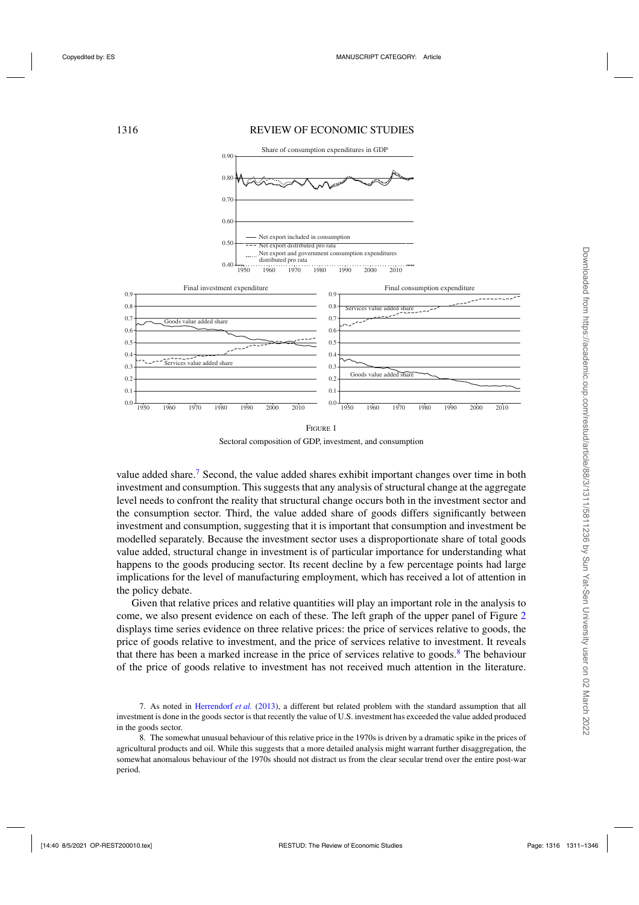Figure 1

Sectoral composition of GDP, investment, and consumption

value added share.[7] Second, the value added shares exhibit important changes over time in both investment and consumption. This suggests that any analysis of structural change at the aggregate level needs to confront the reality that structural change occurs both in the investment sector and the consumption sector. Third, the value added share of goods differs significantly between investment and consumption, suggesting that it is important that consumption and investment be modelled separately. Because the investment sector uses a disproportionate share of total goods value added, structural change in investment is of particular importance for understanding what happens to the goods producing sector. Its recent decline by a few percentage points had large implications for the level of manufacturing employment, which has received a lot of attention in the policy debate.

Given that relative prices and relative quantities will play an important role in the analysis to come, we also present evidence on each of these. The left graph of the upper panel of Figure 2 displays time series evidence on three relative prices: the price of services relative to goods, the price of goods relative to investment, and the price of services relative to investment. It reveals that there has been a marked increase in the price of services relative to goods.[8] The behaviour of the price of goods relative to investment has not received much attention in the literature.

7. As noted in Herrendorf *et al.* (2013), a different but related problem with the standard assumption that all investment is done in the goods sector is that recently the value of U.S. investment has exceeded the value added produced in the goods sector.

8. The somewhat unusual behaviour of this relative price in the 1970s is driven by a dramatic spike in the prices of agricultural products and oil. While this suggests that a more detailed analysis might warrant further disaggregation, the somewhat anomalous behaviour of the 1970s should not distract us from the clear secular trend over the entire post-war period.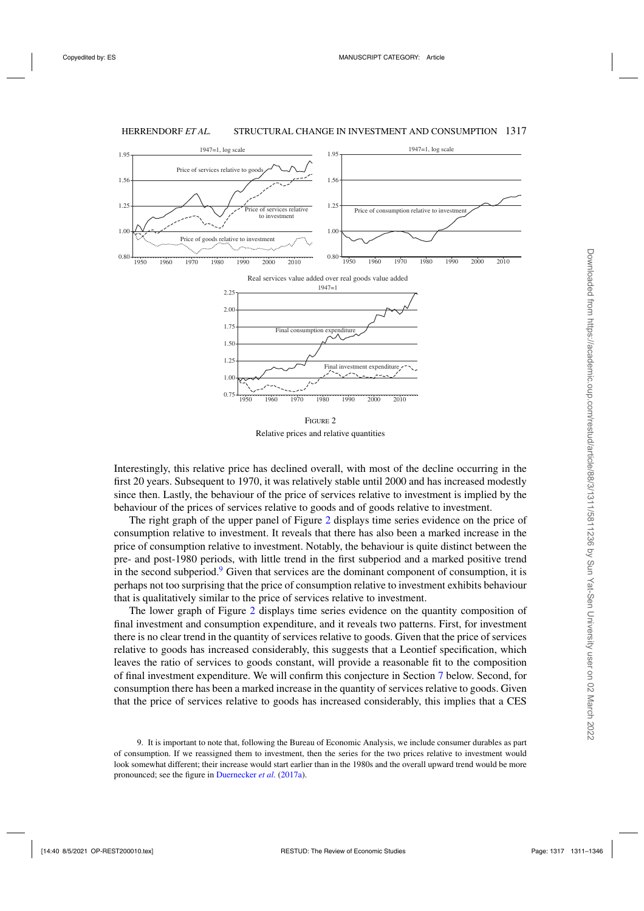FIGURE 2

Relative prices and relative quantities

Interestingly, this relative price has declined overall, with most of the decline occurring in the first 20 years. Subsequent to 1970, it was relatively stable until 2000 and has increased modestly since then. Lastly, the behaviour of the price of services relative to investment is implied by the behaviour of the prices of services relative to goods and of goods relative to investment.

The right graph of the upper panel of Figure 2 displays time series evidence on the price of consumption relative to investment. It reveals that there has also been a marked increase in the price of consumption relative to investment. Notably, the behaviour is quite distinct between the pre- and post-1980 periods, with little trend in the first subperiod and a marked positive trend in the second subperiod.[9] Given that services are the dominant component of consumption, it is perhaps not too surprising that the price of consumption relative to investment exhibits behaviour that is qualitatively similar to the price of services relative to investment.

The lower graph of Figure 2 displays time series evidence on the quantity composition of final investment and consumption expenditure, and it reveals two patterns. First, for investment there is no clear trend in the quantity of services relative to goods. Given that the price of services relative to goods has increased considerably, this suggests that a Leontief specification, which leaves the ratio of services to goods constant, will provide a reasonable fit to the composition of final investment expenditure. We will confirm this conjecture in Section 7 below. Second, for consumption there has been a marked increase in the quantity of services relative to goods. Given that the price of services relative to goods has increased considerably, this implies that a CES

9. It is important to note that, following the Bureau of Economic Analysis, we include consumer durables as part of consumption. If we reassigned them to investment, then the series for the two prices relative to investment would look somewhat different; their increase would start earlier than in the 1980s and the overall upward trend would be more pronounced; see the figure in Duernecker *et al.* (2017a).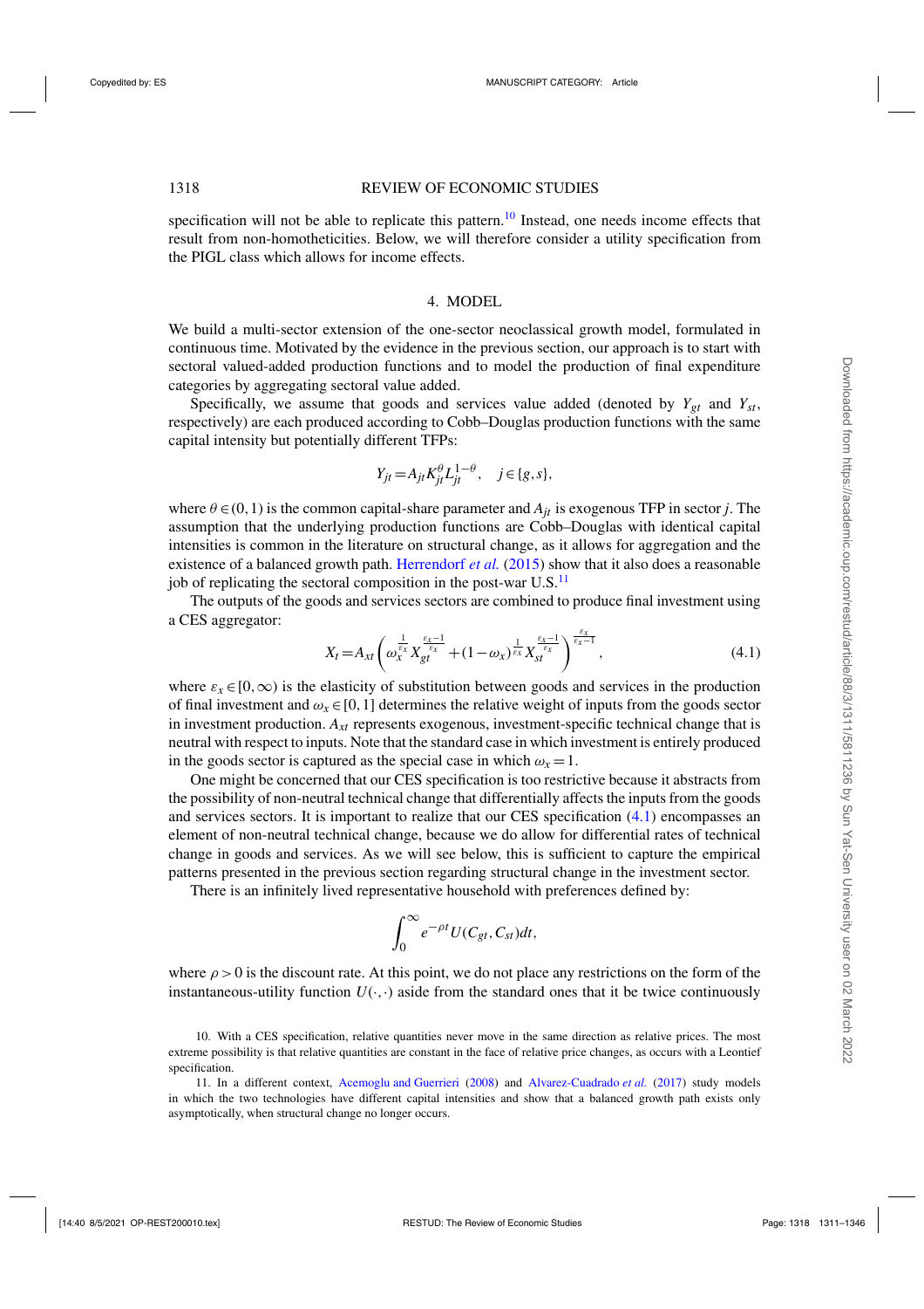specification will not be able to replicate this pattern.[10] Instead, one needs income effects that result from non-homotheticities. Below, we will therefore consider a utility specification from the PIGL class which allows for income effects.

## 4. MODEL

We build a multi-sector extension of the one-sector neoclassical growth model, formulated in continuous time. Motivated by the evidence in the previous section, our approach is to start with sectoral valued-added production functions and to model the production of final expenditure categories by aggregating sectoral value added.

Specifically, we assume that goods and services value added (denoted by $Y_{gt}$ and $Y_{st}$, respectively) are each produced according to Cobb–Douglas production functions with the same capital intensity but potentially different TFPs:

$$Y_{jt} = A_{jt} K_{jt}^{\theta} L_{jt}^{1-\theta}, \quad j \in \{g, s\},$$

where $\theta \in (0,1)$ is the common capital-share parameter and $A_{jt}$ is exogenous TFP in sector $j$. The assumption that the underlying production functions are Cobb–Douglas with identical capital intensities is common in the literature on structural change, as it allows for aggregation and the existence of a balanced growth path. Herrendorf *et al.* (2015) show that it also does a reasonable job of replicating the sectoral composition in the post-war U.S.[11]

The outputs of the goods and services sectors are combined to produce final investment using a CES aggregator:

$$X_t = A_{xt} \left( \omega_x^{\frac{1}{\varepsilon_x}} X_{gt}^{\frac{\varepsilon_x - 1}{\varepsilon_x}} + (1-\omega_x)^{\frac{1}{\varepsilon_x}} X_{st}^{\frac{\varepsilon_x - 1}{\varepsilon_x}} \right)^{\frac{\varepsilon_x}{\varepsilon_x - 1}}, \tag{4.1}$$

where $\varepsilon_x \in [0, \infty)$ is the elasticity of substitution between goods and services in the production of final investment and $\omega_x \in [0,1]$ determines the relative weight of inputs from the goods sector in investment production. $A_{xt}$ represents exogenous, investment-specific technical change that is neutral with respect to inputs. Note that the standard case in which investment is entirely produced in the goods sector is captured as the special case in which $\omega_x = 1$.

One might be concerned that our CES specification is too restrictive because it abstracts from the possibility of non-neutral technical change that differentially affects the inputs from the goods and services sectors. It is important to realize that our CES specification (4.1) encompasses an element of non-neutral technical change, because we do allow for differential rates of technical change in goods and services. As we will see below, this is sufficient to capture the empirical patterns presented in the previous section regarding structural change in the investment sector.

There is an infinitely lived representative household with preferences defined by:

$$\int_0^{\infty} e^{-\rho t} U(C_{gt}, C_{st}) dt,$$

where $\rho > 0$ is the discount rate. At this point, we do not place any restrictions on the form of the instantaneous-utility function $U(\cdot,\cdot)$ aside from the standard ones that it be twice continuously

10. With a CES specification, relative quantities never move in the same direction as relative prices. The most extreme possibility is that relative quantities are constant in the face of relative price changes, as occurs with a Leontief specification.

11. In a different context, Acemoglu and Guerrieri (2008) and Alvarez-Cuadrado *et al.* (2017) study models in which the two technologies have different capital intensities and show that a balanced growth path exists only asymptotically, when structural change no longer occurs.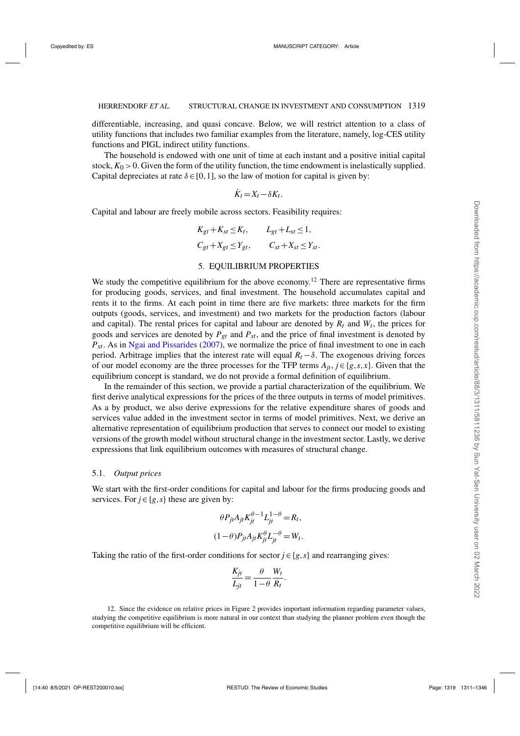differentiable, increasing, and quasi concave. Below, we will restrict attention to a class of utility functions that includes two familiar examples from the literature, namely, log-CES utility functions and PIGL indirect utility functions.

The household is endowed with one unit of time at each instant and a positive initial capital stock, $K_0 > 0$. Given the form of the utility function, the time endowment is inelastically supplied. Capital depreciates at rate $\delta \in [0,1]$, so the law of motion for capital is given by:

$$\dot{K}_t = X_t - \delta K_t.$$

Capital and labour are freely mobile across sectors. Feasibility requires:

$$K_{gt} + K_{st} \leq K_t, \qquad L_{gt} + L_{st} \leq 1,$$
$$C_{gt} + X_{gt} \leq Y_{gt}, \qquad C_{st} + X_{st} \leq Y_{st}.$$

## 5. EQUILIBRIUM PROPERTIES

We study the competitive equilibrium for the above economy.[12] There are representative firms for producing goods, services, and final investment. The household accumulates capital and rents it to the firms. At each point in time there are five markets: three markets for the firm outputs (goods, services, and investment) and two markets for the production factors (labour and capital). The rental prices for capital and labour are denoted by $R_t$ and $W_t$, the prices for goods and services are denoted by $P_{gt}$ and $P_{st}$, and the price of final investment is denoted by $P_{xt}$. As in Ngai and Pissarides (2007), we normalize the price of final investment to one in each period. Arbitrage implies that the interest rate will equal $R_t - \delta$. The exogenous driving forces of our model economy are the three processes for the TFP terms $A_{jt}$, $j \in \{g,s,x\}$. Given that the equilibrium concept is standard, we do not provide a formal definition of equilibrium.

In the remainder of this section, we provide a partial characterization of the equilibrium. We first derive analytical expressions for the prices of the three outputs in terms of model primitives. As a by product, we also derive expressions for the relative expenditure shares of goods and services value added in the investment sector in terms of model primitives. Next, we derive an alternative representation of equilibrium production that serves to connect our model to existing versions of the growth model without structural change in the investment sector. Lastly, we derive expressions that link equilibrium outcomes with measures of structural change.

### 5.1. *Output prices*

We start with the first-order conditions for capital and labour for the firms producing goods and services. For $j \in \{g,s\}$ these are given by:

$$\theta P_{jt} A_{jt} K_{jt}^{\theta-1} L_{jt}^{1-\theta} = R_t,$$
$$(1-\theta) P_{jt} A_{jt} K_{jt}^{\theta} L_{jt}^{-\theta} = W_t.$$

Taking the ratio of the first-order conditions for sector $j \in \{g,s\}$ and rearranging gives:

$$\frac{K_{jt}}{L_{jt}} = \frac{\theta}{1-\theta} \frac{W_t}{R_t}.$$

12. Since the evidence on relative prices in Figure 2 provides important information regarding parameter values, studying the competitive equilibrium is more natural in our context than studying the planner problem even though the competitive equilibrium will be efficient.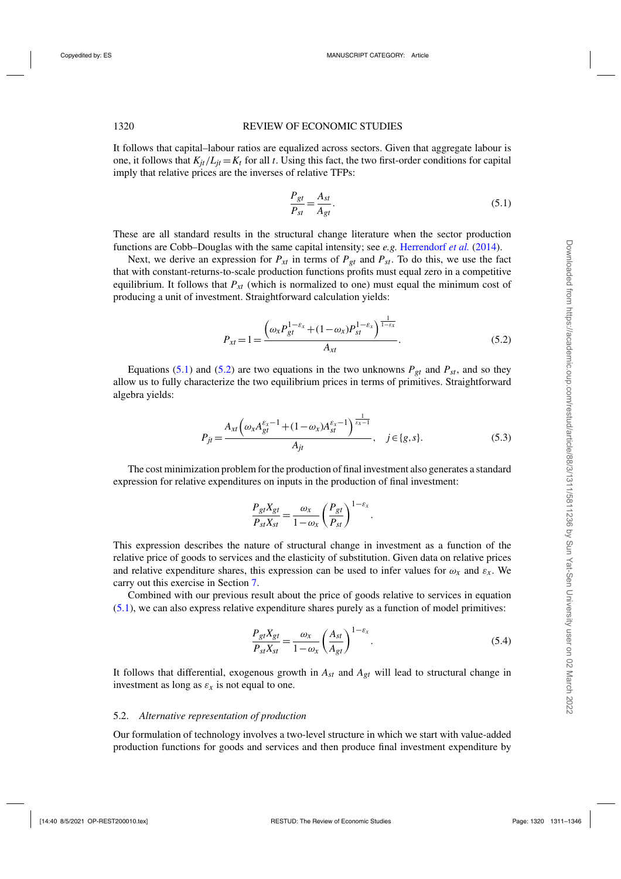It follows that capital–labour ratios are equalized across sectors. Given that aggregate labour is one, it follows that $K_{jt}/L_{jt}=K_t$ for all $t$. Using this fact, the two first-order conditions for capital imply that relative prices are the inverses of relative TFPs:

$$\frac{P_{gt}}{P_{st}}=\frac{A_{st}}{A_{gt}}. \tag{5.1}$$

These are all standard results in the structural change literature when the sector production functions are Cobb–Douglas with the same capital intensity; see *e.g.* Herrendorf *et al.* (2014).

Next, we derive an expression for $P_{xt}$ in terms of $P_{gt}$ and $P_{st}$. To do this, we use the fact that with constant-returns-to-scale production functions profits must equal zero in a competitive equilibrium. It follows that $P_{xt}$ (which is normalized to one) must equal the minimum cost of producing a unit of investment. Straightforward calculation yields:

$$P_{xt}=1=\frac{\left(\omega_x P_{gt}^{1-\varepsilon_x}+(1-\omega_x)P_{st}^{1-\varepsilon_x}\right)^{\frac{1}{1-\varepsilon_x}}}{A_{xt}}. \tag{5.2}$$

Equations (5.1) and (5.2) are two equations in the two unknowns $P_{gt}$ and $P_{st}$, and so they allow us to fully characterize the two equilibrium prices in terms of primitives. Straightforward algebra yields:

$$P_{jt}=\frac{A_{xt}\left(\omega_x A_{gt}^{\varepsilon_x-1}+(1-\omega_x)A_{st}^{\varepsilon_x-1}\right)^{\frac{1}{\varepsilon_x-1}}}{A_{jt}}, \quad j\in\{g,s\}. \tag{5.3}$$

The cost minimization problem for the production of final investment also generates a standard expression for relative expenditures on inputs in the production of final investment:

$$\frac{P_{gt}X_{gt}}{P_{st}X_{st}}=\frac{\omega_x}{1-\omega_x}\left(\frac{P_{gt}}{P_{st}}\right)^{1-\varepsilon_x}.$$

This expression describes the nature of structural change in investment as a function of the relative price of goods to services and the elasticity of substitution. Given data on relative prices and relative expenditure shares, this expression can be used to infer values for $\omega_x$ and $\varepsilon_x$. We carry out this exercise in Section 7.

Combined with our previous result about the price of goods relative to services in equation (5.1), we can also express relative expenditure shares purely as a function of model primitives:

$$\frac{P_{gt}X_{gt}}{P_{st}X_{st}}=\frac{\omega_x}{1-\omega_x}\left(\frac{A_{st}}{A_{gt}}\right)^{1-\varepsilon_x}. \tag{5.4}$$

It follows that differential, exogenous growth in $A_{st}$ and $A_{gt}$ will lead to structural change in investment as long as $\varepsilon_x$ is not equal to one.

### 5.2. *Alternative representation of production*

Our formulation of technology involves a two-level structure in which we start with value-added production functions for goods and services and then produce final investment expenditure by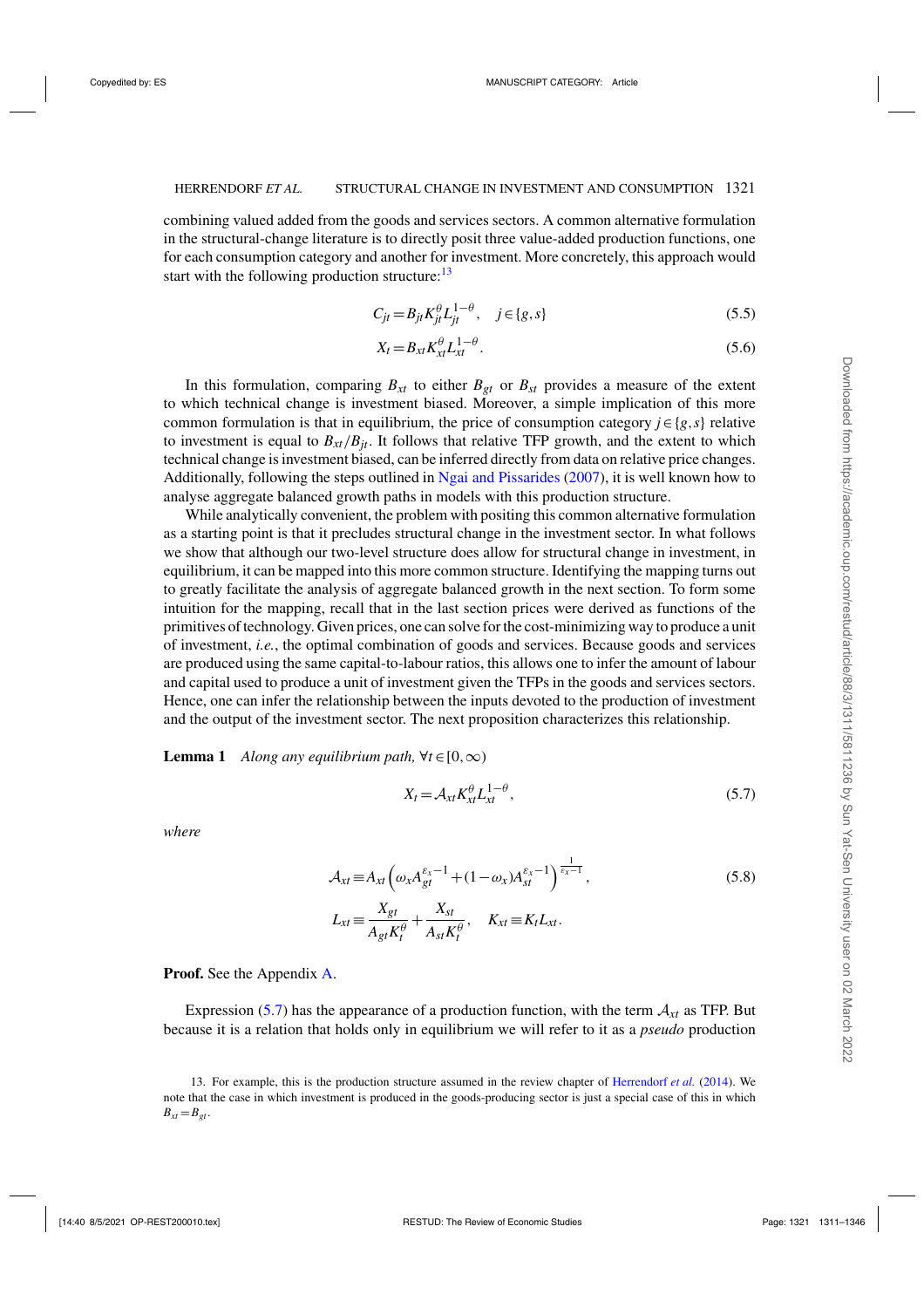combining valued added from the goods and services sectors. A common alternative formulation in the structural-change literature is to directly posit three value-added production functions, one for each consumption category and another for investment. More concretely, this approach would start with the following production structure:[13]

$$C_{jt} = B_{jt} K_{jt}^{\theta} L_{jt}^{1-\theta}, \quad j \in \{g, s\} \tag{5.5}$$

$$X_t = B_{xt} K_{xt}^{\theta} L_{xt}^{1-\theta}. \tag{5.6}$$

In this formulation, comparing $B_{xt}$ to either $B_{gt}$ or $B_{st}$ provides a measure of the extent to which technical change is investment biased. Moreover, a simple implication of this more common formulation is that in equilibrium, the price of consumption category $j \in \{g, s\}$ relative to investment is equal to $B_{xt}/B_{jt}$. It follows that relative TFP growth, and the extent to which technical change is investment biased, can be inferred directly from data on relative price changes. Additionally, following the steps outlined in Ngai and Pissarides (2007), it is well known how to analyse aggregate balanced growth paths in models with this production structure.

While analytically convenient, the problem with positing this common alternative formulation as a starting point is that it precludes structural change in the investment sector. In what follows we show that although our two-level structure does allow for structural change in investment, in equilibrium, it can be mapped into this more common structure. Identifying the mapping turns out to greatly facilitate the analysis of aggregate balanced growth in the next section. To form some intuition for the mapping, recall that in the last section prices were derived as functions of the primitives of technology. Given prices, one can solve for the cost-minimizing way to produce a unit of investment, *i.e.*, the optimal combination of goods and services. Because goods and services are produced using the same capital-to-labour ratios, this allows one to infer the amount of labour and capital used to produce a unit of investment given the TFPs in the goods and services sectors. Hence, one can infer the relationship between the inputs devoted to the production of investment and the output of the investment sector. The next proposition characterizes this relationship.

**Lemma 1** *Along any equilibrium path,* $\forall t \in [0, \infty)$

$$X_t = \mathcal{A}_{xt} K_{xt}^{\theta} L_{xt}^{1-\theta}, \tag{5.7}$$

*where*

$$\mathcal{A}_{xt} \equiv A_{xt} \left( \omega_x A_{gt}^{\varepsilon_x - 1} + (1 - \omega_x) A_{st}^{\varepsilon_x - 1} \right)^{\frac{1}{\varepsilon_x - 1}}, \tag{5.8}$$

$$L_{xt} \equiv \frac{X_{gt}}{A_{gt} K_t^{\theta}} + \frac{X_{st}}{A_{st} K_t^{\theta}}, \quad K_{xt} \equiv K_t L_{xt}.$$

**Proof.** See the Appendix A.

Expression (5.7) has the appearance of a production function, with the term $\mathcal{A}_{xt}$ as TFP. But because it is a relation that holds only in equilibrium we will refer to it as a *pseudo* production

13. For example, this is the production structure assumed in the review chapter of Herrendorf *et al.* (2014). We note that the case in which investment is produced in the goods-producing sector is just a special case of this in which $B_{xt} = B_{gt}$.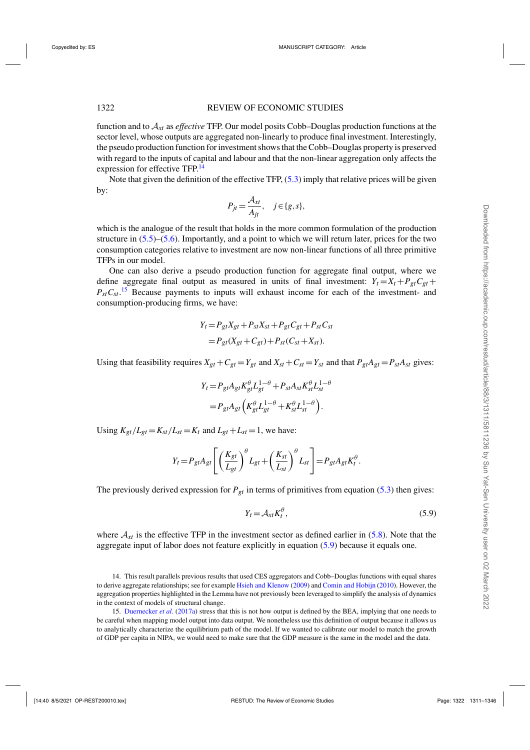function and to $\mathcal{A}_{xt}$ as *effective* TFP. Our model posits Cobb–Douglas production functions at the sector level, whose outputs are aggregated non-linearly to produce final investment. Interestingly, the pseudo production function for investment shows that the Cobb–Douglas property is preserved with regard to the inputs of capital and labour and that the non-linear aggregation only affects the expression for effective TFP.[14]

Note that given the definition of the effective TFP, (5.3) imply that relative prices will be given by:

$$P_{jt} = \frac{\mathcal{A}_{xt}}{A_{jt}}, \quad j \in \{g, s\},$$

which is the analogue of the result that holds in the more common formulation of the production structure in (5.5)–(5.6). Importantly, and a point to which we will return later, prices for the two consumption categories relative to investment are now non-linear functions of all three primitive TFPs in our model.

One can also derive a pseudo production function for aggregate final output, where we define aggregate final output as measured in units of final investment: $Y_t = X_t + P_{gt}C_{gt} + P_{st}C_{st}$.[15] Because payments to inputs will exhaust income for each of the investment- and consumption-producing firms, we have:

$$\begin{aligned} Y_t &= P_{gt}X_{gt} + P_{st}X_{st} + P_{gt}C_{gt} + P_{st}C_{st} \\ &= P_{gt}(X_{gt} + C_{gt}) + P_{st}(C_{st} + X_{st}). \end{aligned}$$

Using that feasibility requires $X_{gt} + C_{gt} = Y_{gt}$ and $X_{st} + C_{st} = Y_{st}$ and that $P_{gt}A_{gt} = P_{st}A_{st}$ gives:

$$\begin{aligned} Y_t &= P_{gt}A_{gt}K_{gt}^{\theta}L_{gt}^{1-\theta} + P_{st}A_{st}K_{st}^{\theta}L_{st}^{1-\theta} \\ &= P_{gt}A_{gt}\left(K_{gt}^{\theta}L_{gt}^{1-\theta} + K_{st}^{\theta}L_{st}^{1-\theta}\right). \end{aligned}$$

Using $K_{gt}/L_{gt} = K_{st}/L_{st} = K_t$ and $L_{gt} + L_{st} = 1$, we have:

$$Y_t = P_{gt}A_{gt}\left[\left(\frac{K_{gt}}{L_{gt}}\right)^{\theta}L_{gt} + \left(\frac{K_{st}}{L_{st}}\right)^{\theta}L_{st}\right] = P_{gt}A_{gt}K_t^{\theta}.$$

The previously derived expression for $P_{gt}$ in terms of primitives from equation (5.3) then gives:

$$Y_t = \mathcal{A}_{xt}K_t^{\theta}, \tag{5.9}$$

where $\mathcal{A}_{xt}$ is the effective TFP in the investment sector as defined earlier in (5.8). Note that the aggregate input of labor does not feature explicitly in equation (5.9) because it equals one.

---

14. This result parallels previous results that used CES aggregators and Cobb–Douglas functions with equal shares to derive aggregate relationships; see for example Hsieh and Klenow (2009) and Comin and Hobijn (2010). However, the aggregation properties highlighted in the Lemma have not previously been leveraged to simplify the analysis of dynamics in the context of models of structural change.

15. Duernecker *et al.* (2017a) stress that this is not how output is defined by the BEA, implying that one needs to be careful when mapping model output into data output. We nonetheless use this definition of output because it allows us to analytically characterize the equilibrium path of the model. If we wanted to calibrate our model to match the growth of GDP per capita in NIPA, we would need to make sure that the GDP measure is the same in the model and the data.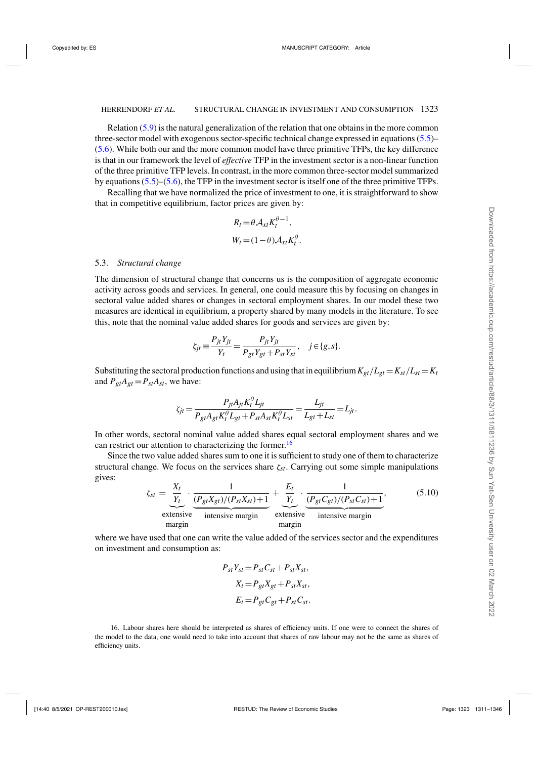Relation (5.9) is the natural generalization of the relation that one obtains in the more common three-sector model with exogenous sector-specific technical change expressed in equations (5.5)–(5.6). While both our and the more common model have three primitive TFPs, the key difference is that in our framework the level of *effective* TFP in the investment sector is a non-linear function of the three primitive TFP levels. In contrast, in the more common three-sector model summarized by equations (5.5)–(5.6), the TFP in the investment sector is itself one of the three primitive TFPs.

Recalling that we have normalized the price of investment to one, it is straightforward to show that in competitive equilibrium, factor prices are given by:

$$R_t = \theta \mathcal{A}_{xt} K_t^{\theta-1},$$
$$W_t = (1-\theta)\mathcal{A}_{xt} K_t^{\theta}.$$

### 5.3. *Structural change*

The dimension of structural change that concerns us is the composition of aggregate economic activity across goods and services. In general, one could measure this by focusing on changes in sectoral value added shares or changes in sectoral employment shares. In our model these two measures are identical in equilibrium, a property shared by many models in the literature. To see this, note that the nominal value added shares for goods and services are given by:

$$\zeta_{jt} \equiv \frac{P_{jt}Y_{jt}}{Y_t} = \frac{P_{jt}Y_{jt}}{P_{gt}Y_{gt}+P_{st}Y_{st}}, \quad j \in \{g,s\}.$$

Substituting the sectoral production functions and using that in equilibrium $K_{gt}/L_{gt} = K_{st}/L_{st} = K_t$ and $P_{gt}A_{gt} = P_{st}A_{st}$, we have:

$$\zeta_{jt} = \frac{P_{jt}A_{jt}K_t^{\theta}L_{jt}}{P_{gt}A_{gt}K_t^{\theta}L_{gt}+P_{st}A_{st}K_t^{\theta}L_{st}} = \frac{L_{jt}}{L_{gt}+L_{st}} = L_{jt}.$$

In other words, sectoral nominal value added shares equal sectoral employment shares and we can restrict our attention to characterizing the former.[16]

Since the two value added shares sum to one it is sufficient to study one of them to characterize structural change. We focus on the services share $\zeta_{st}$. Carrying out some simple manipulations gives:

$$\zeta_{st} = \underbrace{\frac{X_t}{Y_t}}_{\substack{\text{extensive}\\ \text{margin}}} \cdot \underbrace{\frac{1}{(P_{gt}X_{gt})/(P_{st}X_{st})+1}}_{\text{intensive margin}} + \underbrace{\frac{E_t}{Y_t}}_{\substack{\text{extensive}\\ \text{margin}}} \cdot \underbrace{\frac{1}{(P_{gt}C_{gt})/(P_{st}C_{st})+1}}_{\text{intensive margin}}, \qquad (5.10)$$

where we have used that one can write the value added of the services sector and the expenditures on investment and consumption as:

$$P_{st}Y_{st} = P_{st}C_{st} + P_{st}X_{st},$$
$$X_t = P_{gt}X_{gt} + P_{st}X_{st},$$
$$E_t = P_{gt}C_{gt} + P_{st}C_{st}.$$

16. Labour shares here should be interpreted as shares of efficiency units. If one were to connect the shares of the model to the data, one would need to take into account that shares of raw labour may not be the same as shares of efficiency units.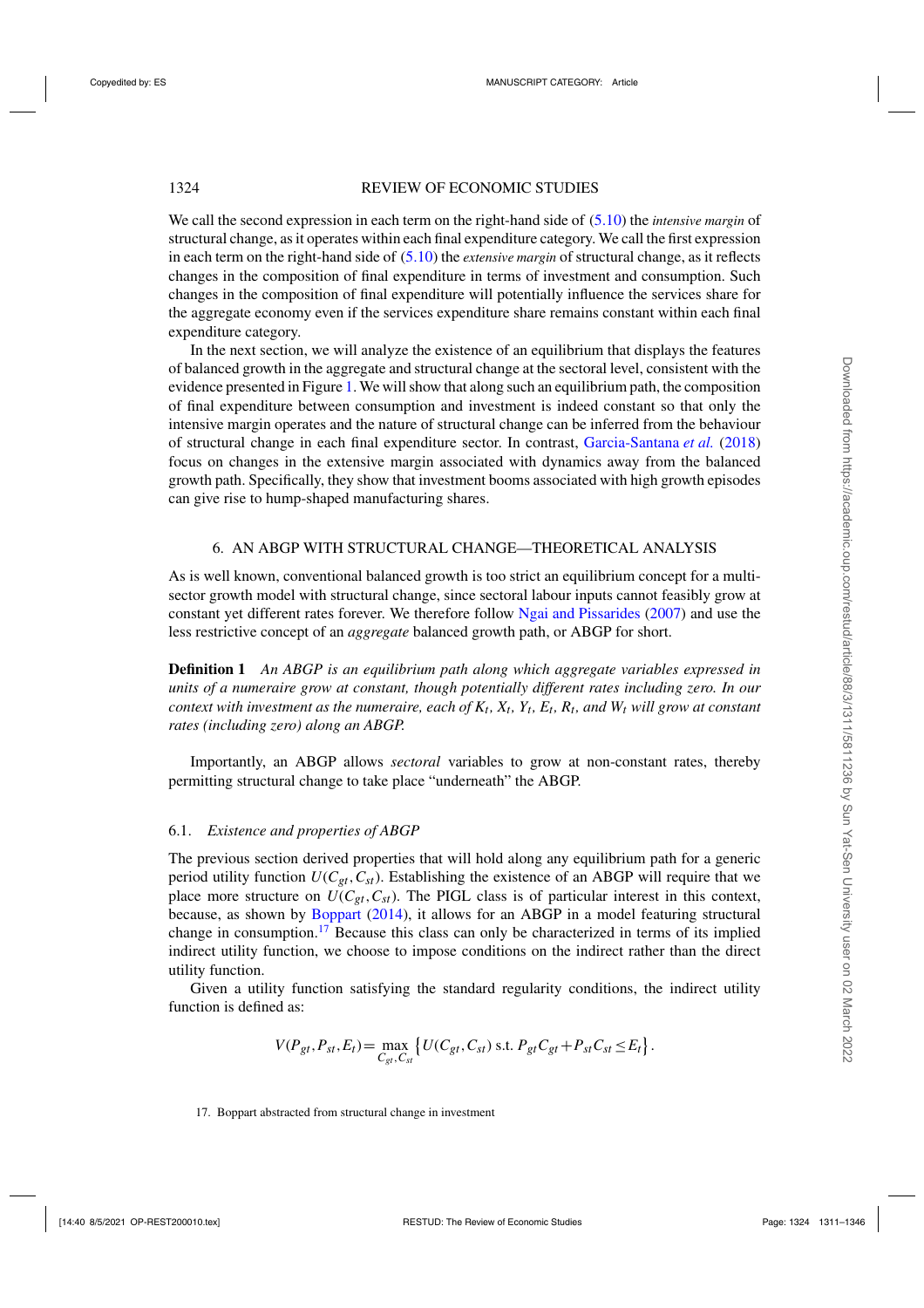We call the second expression in each term on the right-hand side of (5.10) the *intensive margin* of structural change, as it operates within each final expenditure category. We call the first expression in each term on the right-hand side of (5.10) the *extensive margin* of structural change, as it reflects changes in the composition of final expenditure in terms of investment and consumption. Such changes in the composition of final expenditure will potentially influence the services share for the aggregate economy even if the services expenditure share remains constant within each final expenditure category.

In the next section, we will analyze the existence of an equilibrium that displays the features of balanced growth in the aggregate and structural change at the sectoral level, consistent with the evidence presented in Figure 1. We will show that along such an equilibrium path, the composition of final expenditure between consumption and investment is indeed constant so that only the intensive margin operates and the nature of structural change can be inferred from the behaviour of structural change in each final expenditure sector. In contrast, Garcia-Santana *et al.* (2018) focus on changes in the extensive margin associated with dynamics away from the balanced growth path. Specifically, they show that investment booms associated with high growth episodes can give rise to hump-shaped manufacturing shares.

## 6. AN ABGP WITH STRUCTURAL CHANGE—THEORETICAL ANALYSIS

As is well known, conventional balanced growth is too strict an equilibrium concept for a multi-sector growth model with structural change, since sectoral labour inputs cannot feasibly grow at constant yet different rates forever. We therefore follow Ngai and Pissarides (2007) and use the less restrictive concept of an *aggregate* balanced growth path, or ABGP for short.

**Definition 1** *An ABGP is an equilibrium path along which aggregate variables expressed in units of a numeraire grow at constant, though potentially different rates including zero. In our context with investment as the numeraire, each of $K_t$, $X_t$, $Y_t$, $E_t$, $R_t$, and $W_t$ will grow at constant rates (including zero) along an ABGP.*

Importantly, an ABGP allows *sectoral* variables to grow at non-constant rates, thereby permitting structural change to take place "underneath" the ABGP.

### 6.1. *Existence and properties of ABGP*

The previous section derived properties that will hold along any equilibrium path for a generic period utility function $U(C_{gt}, C_{st})$. Establishing the existence of an ABGP will require that we place more structure on $U(C_{gt}, C_{st})$. The PIGL class is of particular interest in this context, because, as shown by Boppart (2014), it allows for an ABGP in a model featuring structural change in consumption.[17] Because this class can only be characterized in terms of its implied indirect utility function, we choose to impose conditions on the indirect rather than the direct utility function.

Given a utility function satisfying the standard regularity conditions, the indirect utility function is defined as:

$$V(P_{gt}, P_{st}, E_t) = \max_{C_{gt}, C_{st}} \left\{ U(C_{gt}, C_{st}) \text{ s.t. } P_{gt}C_{gt} + P_{st}C_{st} \le E_t \right\}.$$

17. Boppart abstracted from structural change in investment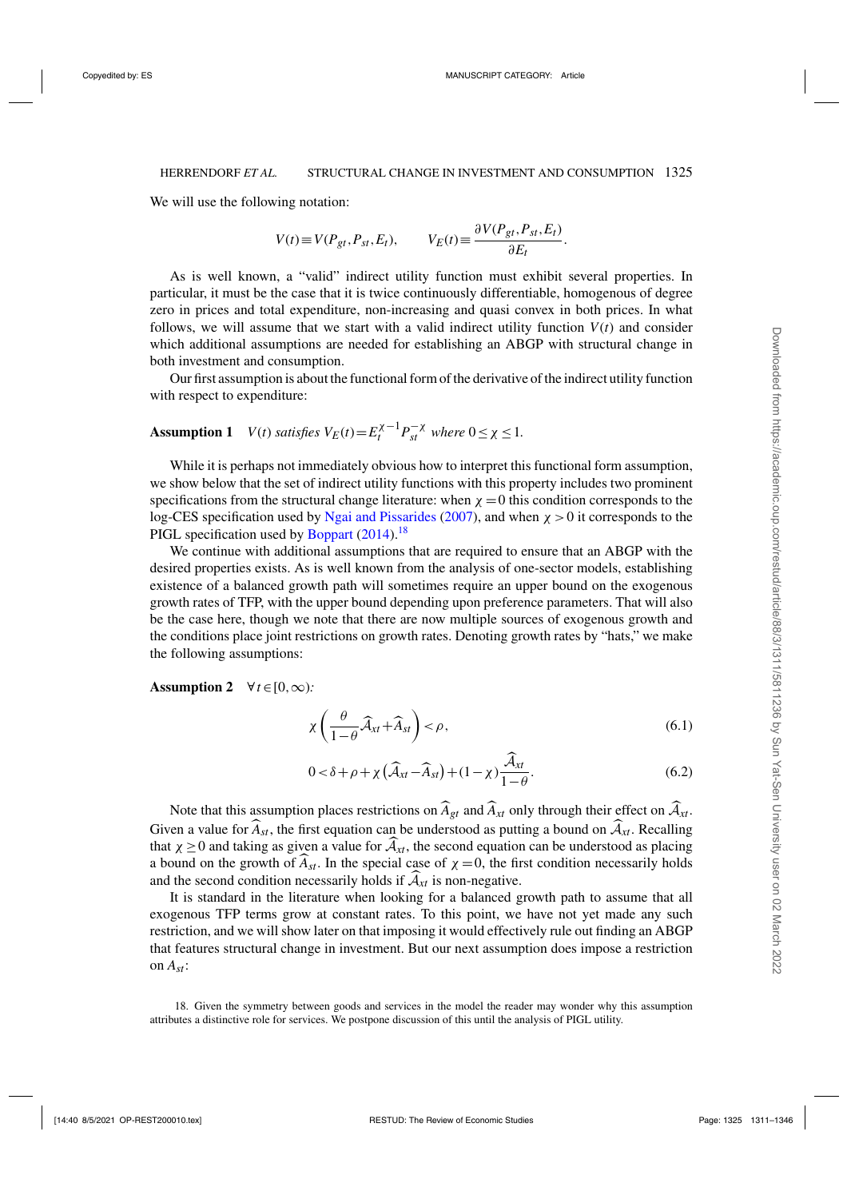We will use the following notation:

$$V(t) \equiv V(P_{gt}, P_{st}, E_t), \qquad V_E(t) \equiv \frac{\partial V(P_{gt}, P_{st}, E_t)}{\partial E_t}.$$

As is well known, a "valid" indirect utility function must exhibit several properties. In particular, it must be the case that it is twice continuously differentiable, homogenous of degree zero in prices and total expenditure, non-increasing and quasi convex in both prices. In what follows, we will assume that we start with a valid indirect utility function $V(t)$ and consider which additional assumptions are needed for establishing an ABGP with structural change in both investment and consumption.

Our first assumption is about the functional form of the derivative of the indirect utility function with respect to expenditure:

**Assumption 1** *$V(t)$ satisfies $V_E(t) = E_t^{\chi-1} P_{st}^{-\chi}$ where $0 \leq \chi \leq 1$.*

While it is perhaps not immediately obvious how to interpret this functional form assumption, we show below that the set of indirect utility functions with this property includes two prominent specifications from the structural change literature: when $\chi = 0$ this condition corresponds to the log-CES specification used by Ngai and Pissarides (2007), and when $\chi > 0$ it corresponds to the PIGL specification used by Boppart (2014).[18]

We continue with additional assumptions that are required to ensure that an ABGP with the desired properties exists. As is well known from the analysis of one-sector models, establishing existence of a balanced growth path will sometimes require an upper bound on the exogenous growth rates of TFP, with the upper bound depending upon preference parameters. That will also be the case here, though we note that there are now multiple sources of exogenous growth and the conditions place joint restrictions on growth rates. Denoting growth rates by "hats," we make the following assumptions:

**Assumption 2** $\forall t \in [0, \infty)$*:*

$$\chi \left( \frac{\theta}{1-\theta} \widehat{\mathcal{A}}_{xt} + \widehat{A}_{st} \right) < \rho, \tag{6.1}$$

$$0 < \delta + \rho + \chi \left( \widehat{\mathcal{A}}_{xt} - \widehat{A}_{st} \right) + (1-\chi) \frac{\widehat{\mathcal{A}}_{xt}}{1-\theta}. \tag{6.2}$$

Note that this assumption places restrictions on $\widehat{A}_{gt}$ and $\widehat{A}_{xt}$ only through their effect on $\widehat{\mathcal{A}}_{xt}$. Given a value for $\widehat{A}_{st}$, the first equation can be understood as putting a bound on $\widehat{\mathcal{A}}_{xt}$. Recalling that $\chi \geq 0$ and taking as given a value for $\widehat{\mathcal{A}}_{xt}$, the second equation can be understood as placing a bound on the growth of $\widehat{A}_{st}$. In the special case of $\chi = 0$, the first condition necessarily holds and the second condition necessarily holds if $\widehat{\mathcal{A}}_{xt}$ is non-negative.

It is standard in the literature when looking for a balanced growth path to assume that all exogenous TFP terms grow at constant rates. To this point, we have not yet made any such restriction, and we will show later on that imposing it would effectively rule out finding an ABGP that features structural change in investment. But our next assumption does impose a restriction on $A_{st}$:

18. Given the symmetry between goods and services in the model the reader may wonder why this assumption attributes a distinctive role for services. We postpone discussion of this until the analysis of PIGL utility.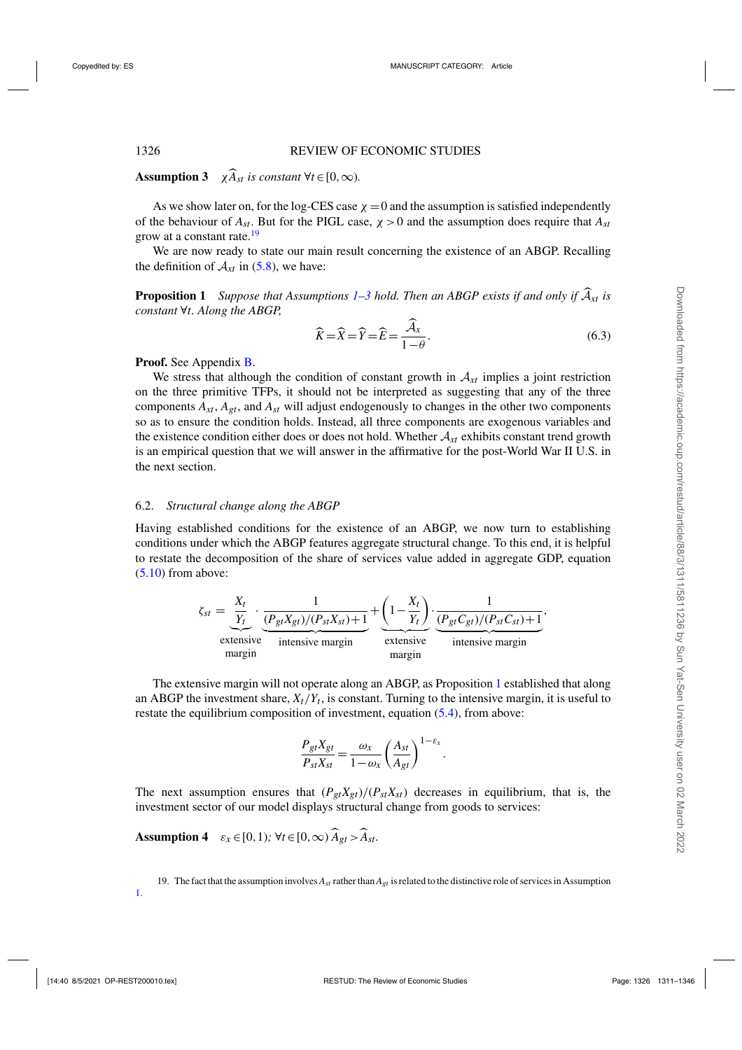**Assumption 3** $\chi\widehat{A}_{st}$ *is constant* $\forall t \in [0,\infty)$.

As we show later on, for the log-CES case $\chi = 0$ and the assumption is satisfied independently of the behaviour of $A_{st}$. But for the PIGL case, $\chi > 0$ and the assumption does require that $A_{st}$ grow at a constant rate.[19]

We are now ready to state our main result concerning the existence of an ABGP. Recalling the definition of $\mathcal{A}_{xt}$ in (5.8), we have:

**Proposition 1** *Suppose that Assumptions 1–3 hold. Then an ABGP exists if and only if $\widehat{\mathcal{A}}_{xt}$ is constant $\forall t$. Along the ABGP,*

$$\widehat{K} = \widehat{X} = \widehat{Y} = \widehat{E} = \frac{\widehat{\mathcal{A}}_x}{1-\theta}. \tag{6.3}$$

**Proof.** See Appendix B.

We stress that although the condition of constant growth in $\mathcal{A}_{xt}$ implies a joint restriction on the three primitive TFPs, it should not be interpreted as suggesting that any of the three components $A_{xt}$, $A_{gt}$, and $A_{st}$ will adjust endogenously to changes in the other two components so as to ensure the condition holds. Instead, all three components are exogenous variables and the existence condition either does or does not hold. Whether $\mathcal{A}_{xt}$ exhibits constant trend growth is an empirical question that we will answer in the affirmative for the post-World War II U.S. in the next section.

### 6.2. *Structural change along the ABGP*

Having established conditions for the existence of an ABGP, we now turn to establishing conditions under which the ABGP features aggregate structural change. To this end, it is helpful to restate the decomposition of the share of services value added in aggregate GDP, equation (5.10) from above:

$$\zeta_{st} = \underbrace{\frac{X_t}{Y_t}}_{\substack{\text{extensive}\\ \text{margin}}} \cdot \underbrace{\frac{1}{(P_{gt}X_{gt})/(P_{st}X_{st})+1}}_{\text{intensive margin}} + \underbrace{\left(1-\frac{X_t}{Y_t}\right)}_{\substack{\text{extensive}\\ \text{margin}}} \cdot \underbrace{\frac{1}{(P_{gt}C_{gt})/(P_{st}C_{st})+1}}_{\text{intensive margin}},$$

The extensive margin will not operate along an ABGP, as Proposition 1 established that along an ABGP the investment share, $X_t/Y_t$, is constant. Turning to the intensive margin, it is useful to restate the equilibrium composition of investment, equation (5.4), from above:

$$\frac{P_{gt}X_{gt}}{P_{st}X_{st}} = \frac{\omega_x}{1-\omega_x}\left(\frac{A_{st}}{A_{gt}}\right)^{1-\varepsilon_x}.$$

The next assumption ensures that $(P_{gt}X_{gt})/(P_{st}X_{st})$ decreases in equilibrium, that is, the investment sector of our model displays structural change from goods to services:

**Assumption 4** $\varepsilon_x \in [0,1)$*;* $\forall t \in [0,\infty)\ \widehat{A}_{gt} > \widehat{A}_{st}$.

19. The fact that the assumption involves $A_{st}$ rather than $A_{gt}$ is related to the distinctive role of services in Assumption 1.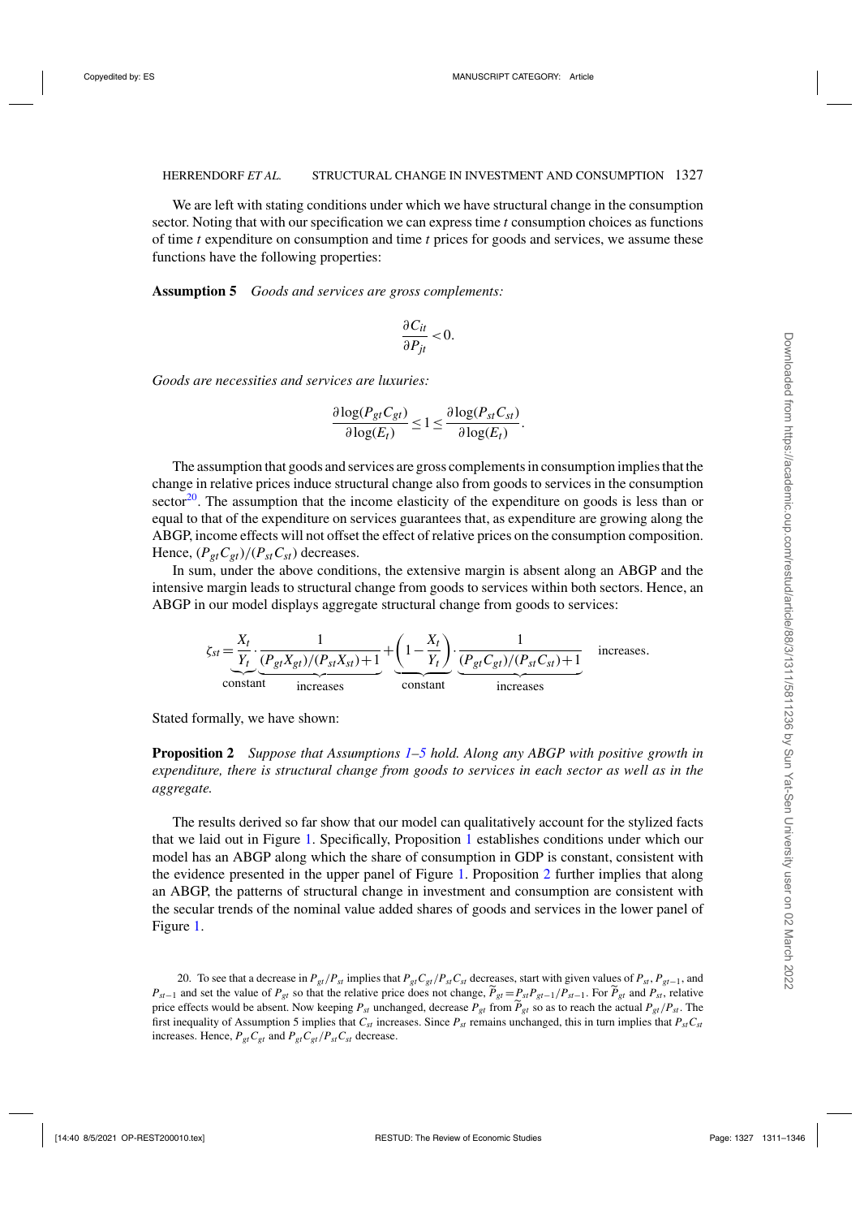We are left with stating conditions under which we have structural change in the consumption sector. Noting that with our specification we can express time $t$ consumption choices as functions of time $t$ expenditure on consumption and time $t$ prices for goods and services, we assume these functions have the following properties:

**Assumption 5** *Goods and services are gross complements:*

$$\frac{\partial C_{it}}{\partial P_{jt}} < 0.$$

*Goods are necessities and services are luxuries:*

$$\frac{\partial \log(P_{gt}C_{gt})}{\partial \log(E_t)} \leq 1 \leq \frac{\partial \log(P_{st}C_{st})}{\partial \log(E_t)}.$$

The assumption that goods and services are gross complements in consumption implies that the change in relative prices induce structural change also from goods to services in the consumption sector[20]. The assumption that the income elasticity of the expenditure on goods is less than or equal to that of the expenditure on services guarantees that, as expenditure are growing along the ABGP, income effects will not offset the effect of relative prices on the consumption composition. Hence, $(P_{gt}C_{gt})/(P_{st}C_{st})$ decreases.

In sum, under the above conditions, the extensive margin is absent along an ABGP and the intensive margin leads to structural change from goods to services within both sectors. Hence, an ABGP in our model displays aggregate structural change from goods to services:

$$\zeta_{st} = \underbrace{\frac{X_t}{Y_t}}_{\text{constant}} \cdot \underbrace{\frac{1}{(P_{gt}X_{gt})/(P_{st}X_{st})+1}}_{\text{increases}} + \underbrace{\left(1-\frac{X_t}{Y_t}\right)}_{\text{constant}} \cdot \underbrace{\frac{1}{(P_{gt}C_{gt})/(P_{st}C_{st})+1}}_{\text{increases}} \quad \text{increases.}$$

Stated formally, we have shown:

**Proposition 2** *Suppose that Assumptions 1–5 hold. Along any ABGP with positive growth in expenditure, there is structural change from goods to services in each sector as well as in the aggregate.*

The results derived so far show that our model can qualitatively account for the stylized facts that we laid out in Figure 1. Specifically, Proposition 1 establishes conditions under which our model has an ABGP along which the share of consumption in GDP is constant, consistent with the evidence presented in the upper panel of Figure 1. Proposition 2 further implies that along an ABGP, the patterns of structural change in investment and consumption are consistent with the secular trends of the nominal value added shares of goods and services in the lower panel of Figure 1.

20. To see that a decrease in $P_{gt}/P_{st}$ implies that $P_{gt}C_{gt}/P_{st}C_{st}$ decreases, start with given values of $P_{st}$, $P_{gt-1}$, and $P_{st-1}$ and set the value of $P_{gt}$ so that the relative price does not change, $\widetilde{P}_{gt} = P_{st}P_{gt-1}/P_{st-1}$. For $\widetilde{P}_{gt}$ and $P_{st}$, relative price effects would be absent. Now keeping $P_{st}$ unchanged, decrease $P_{gt}$ from $\widetilde{P}_{gt}$ so as to reach the actual $P_{gt}/P_{st}$. The first inequality of Assumption 5 implies that $C_{st}$ increases. Since $P_{st}$ remains unchanged, this in turn implies that $P_{st}C_{st}$ increases. Hence, $P_{gt}C_{gt}$ and $P_{gt}C_{gt}/P_{st}C_{st}$ decrease.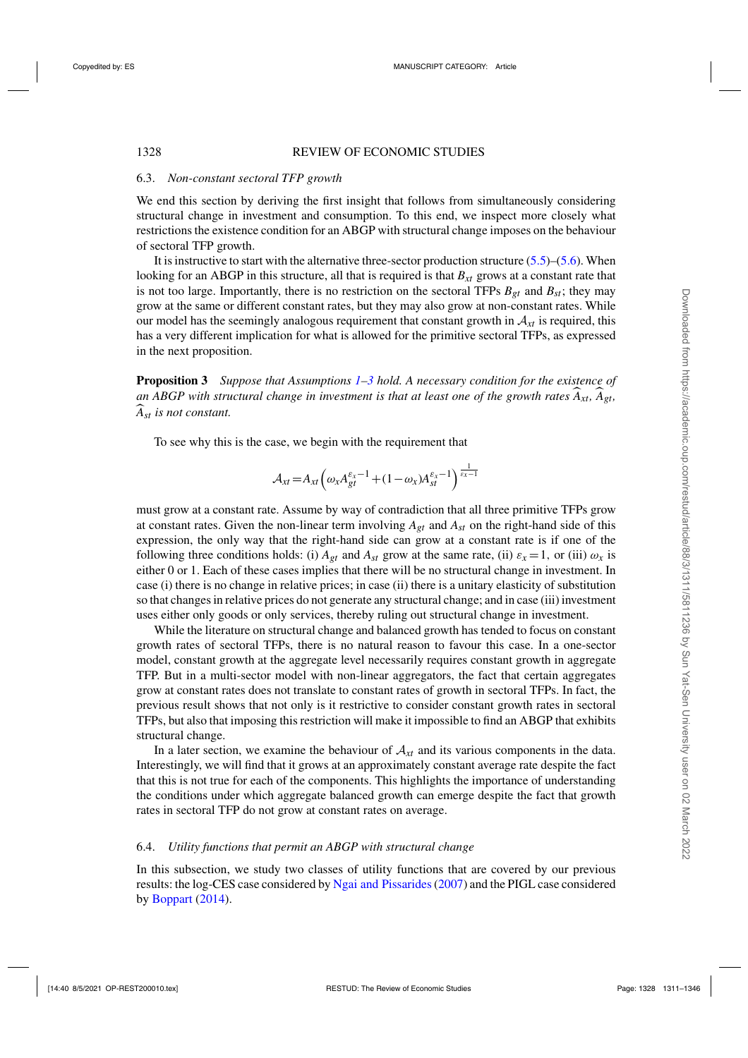### 6.3. *Non-constant sectoral TFP growth*

We end this section by deriving the first insight that follows from simultaneously considering structural change in investment and consumption. To this end, we inspect more closely what restrictions the existence condition for an ABGP with structural change imposes on the behaviour of sectoral TFP growth.

It is instructive to start with the alternative three-sector production structure (5.5)–(5.6). When looking for an ABGP in this structure, all that is required is that $B_{xt}$ grows at a constant rate that is not too large. Importantly, there is no restriction on the sectoral TFPs $B_{gt}$ and $B_{st}$; they may grow at the same or different constant rates, but they may also grow at non-constant rates. While our model has the seemingly analogous requirement that constant growth in $\mathcal{A}_{xt}$ is required, this has a very different implication for what is allowed for the primitive sectoral TFPs, as expressed in the next proposition.

**Proposition 3** *Suppose that Assumptions 1–3 hold. A necessary condition for the existence of an ABGP with structural change in investment is that at least one of the growth rates $\widehat{A}_{xt}$, $\widehat{A}_{gt}$, $\widehat{A}_{st}$ is not constant.*

To see why this is the case, we begin with the requirement that

$$\mathcal{A}_{xt} = A_{xt}\left(\omega_x A_{gt}^{\varepsilon_x - 1} + (1-\omega_x) A_{st}^{\varepsilon_x - 1}\right)^{\frac{1}{\varepsilon_x - 1}}$$

must grow at a constant rate. Assume by way of contradiction that all three primitive TFPs grow at constant rates. Given the non-linear term involving $A_{gt}$ and $A_{st}$ on the right-hand side of this expression, the only way that the right-hand side can grow at a constant rate is if one of the following three conditions holds: (i) $A_{gt}$ and $A_{st}$ grow at the same rate, (ii) $\varepsilon_x = 1$, or (iii) $\omega_x$ is either 0 or 1. Each of these cases implies that there will be no structural change in investment. In case (i) there is no change in relative prices; in case (ii) there is a unitary elasticity of substitution so that changes in relative prices do not generate any structural change; and in case (iii) investment uses either only goods or only services, thereby ruling out structural change in investment.

While the literature on structural change and balanced growth has tended to focus on constant growth rates of sectoral TFPs, there is no natural reason to favour this case. In a one-sector model, constant growth at the aggregate level necessarily requires constant growth in aggregate TFP. But in a multi-sector model with non-linear aggregators, the fact that certain aggregates grow at constant rates does not translate to constant rates of growth in sectoral TFPs. In fact, the previous result shows that not only is it restrictive to consider constant growth rates in sectoral TFPs, but also that imposing this restriction will make it impossible to find an ABGP that exhibits structural change.

In a later section, we examine the behaviour of $\mathcal{A}_{xt}$ and its various components in the data. Interestingly, we will find that it grows at an approximately constant average rate despite the fact that this is not true for each of the components. This highlights the importance of understanding the conditions under which aggregate balanced growth can emerge despite the fact that growth rates in sectoral TFP do not grow at constant rates on average.

### 6.4. *Utility functions that permit an ABGP with structural change*

In this subsection, we study two classes of utility functions that are covered by our previous results: the log-CES case considered by Ngai and Pissarides (2007) and the PIGL case considered by Boppart (2014).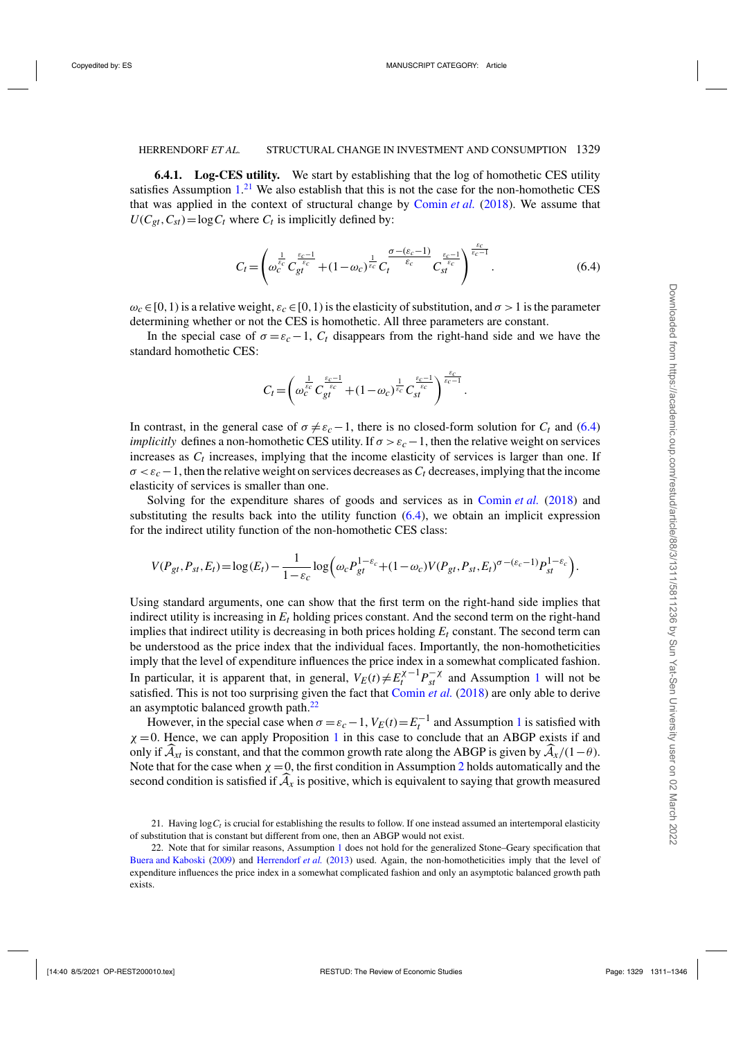**6.4.1. Log-CES utility.** We start by establishing that the log of homothetic CES utility satisfies Assumption 1.[21] We also establish that this is not the case for the non-homothetic CES that was applied in the context of structural change by Comin *et al.* (2018). We assume that $U(C_{gt},C_{st})=\log C_t$ where $C_t$ is implicitly defined by:

$$C_t=\left(\omega_c^{\frac{1}{\varepsilon_c}}C_{gt}^{\frac{\varepsilon_c-1}{\varepsilon_c}}+(1-\omega_c)^{\frac{1}{\varepsilon_c}}C_t^{\frac{\sigma-(\varepsilon_c-1)}{\varepsilon_c}}C_{st}^{\frac{\varepsilon_c-1}{\varepsilon_c}}\right)^{\frac{\varepsilon_c}{\varepsilon_c-1}}. \tag{6.4}$$

$\omega_c\in[0,1)$ is a relative weight, $\varepsilon_c\in[0,1)$ is the elasticity of substitution, and $\sigma>1$ is the parameter determining whether or not the CES is homothetic. All three parameters are constant.

In the special case of $\sigma=\varepsilon_c-1$, $C_t$ disappears from the right-hand side and we have the standard homothetic CES:

$$C_t=\left(\omega_c^{\frac{1}{\varepsilon_c}}C_{gt}^{\frac{\varepsilon_c-1}{\varepsilon_c}}+(1-\omega_c)^{\frac{1}{\varepsilon_c}}C_{st}^{\frac{\varepsilon_c-1}{\varepsilon_c}}\right)^{\frac{\varepsilon_c}{\varepsilon_c-1}}.$$

In contrast, in the general case of $\sigma\neq\varepsilon_c-1$, there is no closed-form solution for $C_t$ and (6.4) *implicitly* defines a non-homothetic CES utility. If $\sigma>\varepsilon_c-1$, then the relative weight on services increases as $C_t$ increases, implying that the income elasticity of services is larger than one. If $\sigma<\varepsilon_c-1$, then the relative weight on services decreases as $C_t$ decreases, implying that the income elasticity of services is smaller than one.

Solving for the expenditure shares of goods and services as in Comin *et al.* (2018) and substituting the results back into the utility function (6.4), we obtain an implicit expression for the indirect utility function of the non-homothetic CES class:

$$V(P_{gt},P_{st},E_t)=\log(E_t)-\frac{1}{1-\varepsilon_c}\log\left(\omega_c P_{gt}^{1-\varepsilon_c}+(1-\omega_c)V(P_{gt},P_{st},E_t)^{\sigma-(\varepsilon_c-1)}P_{st}^{1-\varepsilon_c}\right).$$

Using standard arguments, one can show that the first term on the right-hand side implies that indirect utility is increasing in $E_t$ holding prices constant. And the second term on the right-hand implies that indirect utility is decreasing in both prices holding $E_t$ constant. The second term can be understood as the price index that the individual faces. Importantly, the non-homotheticities imply that the level of expenditure influences the price index in a somewhat complicated fashion. In particular, it is apparent that, in general, $V_E(t)\neq E_t^{\chi-1}P_{st}^{-\chi}$ and Assumption 1 will not be satisfied. This is not too surprising given the fact that Comin *et al.* (2018) are only able to derive an asymptotic balanced growth path.[22]

However, in the special case when $\sigma=\varepsilon_c-1$, $V_E(t)=E_t^{-1}$ and Assumption 1 is satisfied with $\chi=0$. Hence, we can apply Proposition 1 in this case to conclude that an ABGP exists if and only if $\widehat{\mathcal{A}}_{xt}$ is constant, and that the common growth rate along the ABGP is given by $\widehat{\mathcal{A}}_x/(1-\theta)$. Note that for the case when $\chi=0$, the first condition in Assumption 2 holds automatically and the second condition is satisfied if $\widehat{\mathcal{A}}_x$ is positive, which is equivalent to saying that growth measured

21. Having $\log C_t$ is crucial for establishing the results to follow. If one instead assumed an intertemporal elasticity of substitution that is constant but different from one, then an ABGP would not exist.

22. Note that for similar reasons, Assumption 1 does not hold for the generalized Stone–Geary specification that Buera and Kaboski (2009) and Herrendorf *et al.* (2013) used. Again, the non-homotheticities imply that the level of expenditure influences the price index in a somewhat complicated fashion and only an asymptotic balanced growth path exists.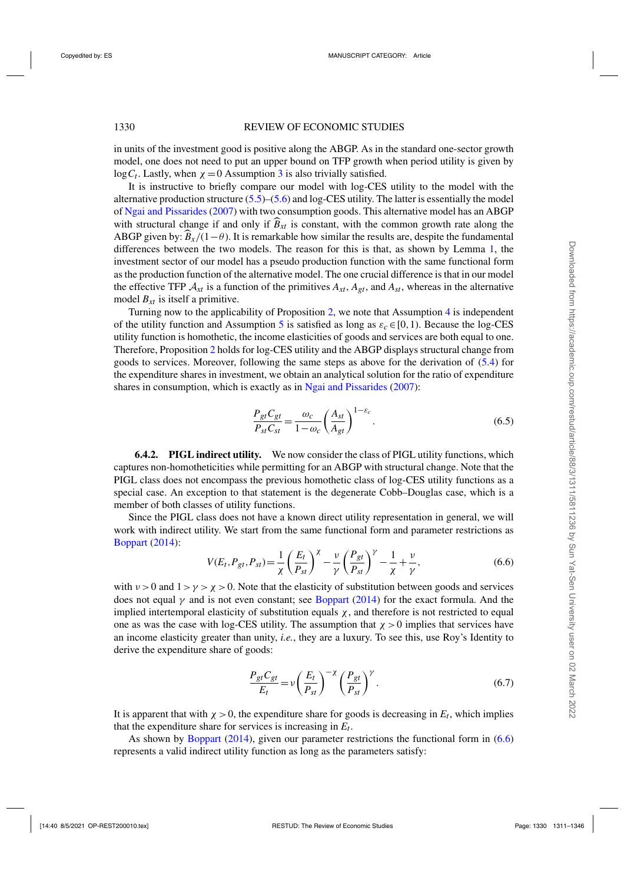in units of the investment good is positive along the ABGP. As in the standard one-sector growth model, one does not need to put an upper bound on TFP growth when period utility is given by $\log C_t$. Lastly, when $\chi = 0$ Assumption 3 is also trivially satisfied.

It is instructive to briefly compare our model with log-CES utility to the model with the alternative production structure (5.5)–(5.6) and log-CES utility. The latter is essentially the model of Ngai and Pissarides (2007) with two consumption goods. This alternative model has an ABGP with structural change if and only if $\widehat{B}_{xt}$ is constant, with the common growth rate along the ABGP given by: $\widehat{B}_x/(1-\theta)$. It is remarkable how similar the results are, despite the fundamental differences between the two models. The reason for this is that, as shown by Lemma 1, the investment sector of our model has a pseudo production function with the same functional form as the production function of the alternative model. The one crucial difference is that in our model the effective TFP $\mathcal{A}_{xt}$ is a function of the primitives $A_{xt}$, $A_{gt}$, and $A_{st}$, whereas in the alternative model $B_{xt}$ is itself a primitive.

Turning now to the applicability of Proposition 2, we note that Assumption 4 is independent of the utility function and Assumption 5 is satisfied as long as $\varepsilon_c \in [0,1)$. Because the log-CES utility function is homothetic, the income elasticities of goods and services are both equal to one. Therefore, Proposition 2 holds for log-CES utility and the ABGP displays structural change from goods to services. Moreover, following the same steps as above for the derivation of (5.4) for the expenditure shares in investment, we obtain an analytical solution for the ratio of expenditure shares in consumption, which is exactly as in Ngai and Pissarides (2007):

$$\frac{P_{gt}C_{gt}}{P_{st}C_{st}} = \frac{\omega_c}{1-\omega_c}\left(\frac{A_{st}}{A_{gt}}\right)^{1-\varepsilon_c}. \tag{6.5}$$

#### 6.4.2. PIGL indirect utility.

We now consider the class of PIGL utility functions, which captures non-homotheticities while permitting for an ABGP with structural change. Note that the PIGL class does not encompass the previous homothetic class of log-CES utility functions as a special case. An exception to that statement is the degenerate Cobb–Douglas case, which is a member of both classes of utility functions.

Since the PIGL class does not have a known direct utility representation in general, we will work with indirect utility. We start from the same functional form and parameter restrictions as Boppart (2014):

$$V(E_t,P_{gt},P_{st}) = \frac{1}{\chi}\left(\frac{E_t}{P_{st}}\right)^{\chi} - \frac{\nu}{\gamma}\left(\frac{P_{gt}}{P_{st}}\right)^{\gamma} - \frac{1}{\chi} + \frac{\nu}{\gamma}, \tag{6.6}$$

with $\nu > 0$ and $1 > \gamma > \chi > 0$. Note that the elasticity of substitution between goods and services does not equal $\gamma$ and is not even constant; see Boppart (2014) for the exact formula. And the implied intertemporal elasticity of substitution equals $\chi$, and therefore is not restricted to equal one as was the case with log-CES utility. The assumption that $\chi > 0$ implies that services have an income elasticity greater than unity, *i.e.*, they are a luxury. To see this, use Roy's Identity to derive the expenditure share of goods:

$$\frac{P_{gt}C_{gt}}{E_t} = \nu\left(\frac{E_t}{P_{st}}\right)^{-\chi}\left(\frac{P_{gt}}{P_{st}}\right)^{\gamma}. \tag{6.7}$$

It is apparent that with $\chi > 0$, the expenditure share for goods is decreasing in $E_t$, which implies that the expenditure share for services is increasing in $E_t$.

As shown by Boppart (2014), given our parameter restrictions the functional form in (6.6) represents a valid indirect utility function as long as the parameters satisfy: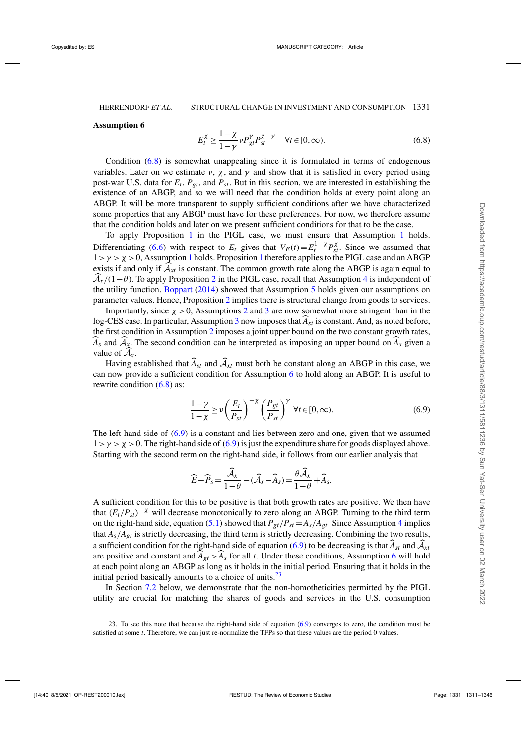**Assumption 6**

$$E_t^{\chi} \geq \frac{1-\chi}{1-\gamma} \nu P_{gt}^{\gamma} P_{st}^{\chi-\gamma} \quad \forall t \in [0,\infty). \tag{6.8}$$

Condition (6.8) is somewhat unappealing since it is formulated in terms of endogenous variables. Later on we estimate $\nu$, $\chi$, and $\gamma$ and show that it is satisfied in every period using post-war U.S. data for $E_t$, $P_{gt}$, and $P_{st}$. But in this section, we are interested in establishing the existence of an ABGP, and so we will need that the condition holds at every point along an ABGP. It will be more transparent to supply sufficient conditions after we have characterized some properties that any ABGP must have for these preferences. For now, we therefore assume that the condition holds and later on we present sufficient conditions for that to be the case.

To apply Proposition 1 in the PIGL case, we must ensure that Assumption 1 holds. Differentiating (6.6) with respect to $E_t$ gives that $V_E(t) = E_t^{1-\chi} P_{st}^{\chi}$. Since we assumed that $1 > \gamma > \chi > 0$, Assumption 1 holds. Proposition 1 therefore applies to the PIGL case and an ABGP exists if and only if $\widehat{\mathcal{A}}_{xt}$ is constant. The common growth rate along the ABGP is again equal to $\widehat{\mathcal{A}}_x/(1-\theta)$. To apply Proposition 2 in the PIGL case, recall that Assumption 4 is independent of the utility function. Boppart (2014) showed that Assumption 5 holds given our assumptions on parameter values. Hence, Proposition 2 implies there is structural change from goods to services.

Importantly, since $\chi > 0$, Assumptions 2 and 3 are now somewhat more stringent than in the log-CES case. In particular, Assumption 3 now imposes that $\widehat{A}_{st}$ is constant. And, as noted before, the first condition in Assumption 2 imposes a joint upper bound on the two constant growth rates, $\widehat{A}_s$ and $\widehat{\mathcal{A}}_x$. The second condition can be interpreted as imposing an upper bound on $\widehat{A}_s$ given a value of $\widehat{\mathcal{A}}_x$.

Having established that $\widehat{A}_{st}$ and $\widehat{\mathcal{A}}_{xt}$ must both be constant along an ABGP in this case, we can now provide a sufficient condition for Assumption 6 to hold along an ABGP. It is useful to rewrite condition (6.8) as:

$$\frac{1-\gamma}{1-\chi} \geq \nu \left(\frac{E_t}{P_{st}}\right)^{-\chi} \left(\frac{P_{gt}}{P_{st}}\right)^{\gamma} \; \forall t \in [0,\infty). \tag{6.9}$$

The left-hand side of (6.9) is a constant and lies between zero and one, given that we assumed $1 > \gamma > \chi > 0$. The right-hand side of (6.9) is just the expenditure share for goods displayed above. Starting with the second term on the right-hand side, it follows from our earlier analysis that

$$\widehat{E} - \widehat{P}_s = \frac{\widehat{\mathcal{A}}_x}{1-\theta} - (\widehat{\mathcal{A}}_x - \widehat{A}_s) = \frac{\theta \widehat{\mathcal{A}}_x}{1-\theta} + \widehat{A}_s.$$

A sufficient condition for this to be positive is that both growth rates are positive. We then have that $(E_t/P_{st})^{-\chi}$ will decrease monotonically to zero along an ABGP. Turning to the third term on the right-hand side, equation (5.1) showed that $P_{gt}/P_{st} = A_s/A_{gt}$. Since Assumption 4 implies that $A_s/A_{gt}$ is strictly decreasing, the third term is strictly decreasing. Combining the two results, a sufficient condition for the right-hand side of equation (6.9) to be decreasing is that $\widehat{A}_{st}$ and $\widehat{\mathcal{A}}_{xt}$ are positive and constant and $\widehat{A}_{gt} > \widehat{A}_s$ for all $t$. Under these conditions, Assumption 6 will hold at each point along an ABGP as long as it holds in the initial period. Ensuring that it holds in the initial period basically amounts to a choice of units.[23]

In Section 7.2 below, we demonstrate that the non-homotheticities permitted by the PIGL utility are crucial for matching the shares of goods and services in the U.S. consumption

23. To see this note that because the right-hand side of equation (6.9) converges to zero, the condition must be satisfied at some $t$. Therefore, we can just re-normalize the TFPs so that these values are the period 0 values.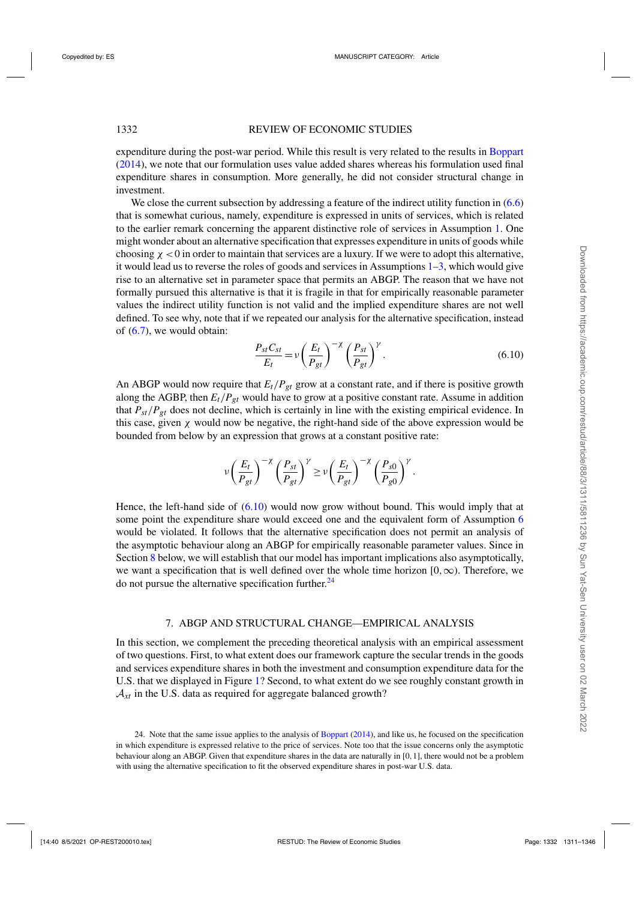expenditure during the post-war period. While this result is very related to the results in Boppart (2014), we note that our formulation uses value added shares whereas his formulation used final expenditure shares in consumption. More generally, he did not consider structural change in investment.

We close the current subsection by addressing a feature of the indirect utility function in (6.6) that is somewhat curious, namely, expenditure is expressed in units of services, which is related to the earlier remark concerning the apparent distinctive role of services in Assumption 1. One might wonder about an alternative specification that expresses expenditure in units of goods while choosing $\chi < 0$ in order to maintain that services are a luxury. If we were to adopt this alternative, it would lead us to reverse the roles of goods and services in Assumptions 1–3, which would give rise to an alternative set in parameter space that permits an ABGP. The reason that we have not formally pursued this alternative is that it is fragile in that for empirically reasonable parameter values the indirect utility function is not valid and the implied expenditure shares are not well defined. To see why, note that if we repeated our analysis for the alternative specification, instead of (6.7), we would obtain:

$$\frac{P_{st}C_{st}}{E_t} = \nu \left(\frac{E_t}{P_{gt}}\right)^{-\chi} \left(\frac{P_{st}}{P_{gt}}\right)^{\gamma}. \tag{6.10}$$

An ABGP would now require that $E_t/P_{gt}$ grow at a constant rate, and if there is positive growth along the AGBP, then $E_t/P_{gt}$ would have to grow at a positive constant rate. Assume in addition that $P_{st}/P_{gt}$ does not decline, which is certainly in line with the existing empirical evidence. In this case, given $\chi$ would now be negative, the right-hand side of the above expression would be bounded from below by an expression that grows at a constant positive rate:

$$\nu \left(\frac{E_t}{P_{gt}}\right)^{-\chi} \left(\frac{P_{st}}{P_{gt}}\right)^{\gamma} \geq \nu \left(\frac{E_t}{P_{gt}}\right)^{-\chi} \left(\frac{P_{s0}}{P_{g0}}\right)^{\gamma}.$$

Hence, the left-hand side of (6.10) would now grow without bound. This would imply that at some point the expenditure share would exceed one and the equivalent form of Assumption 6 would be violated. It follows that the alternative specification does not permit an analysis of the asymptotic behaviour along an ABGP for empirically reasonable parameter values. Since in Section 8 below, we will establish that our model has important implications also asymptotically, we want a specification that is well defined over the whole time horizon $[0,\infty)$. Therefore, we do not pursue the alternative specification further.[24]

## 7. ABGP AND STRUCTURAL CHANGE—EMPIRICAL ANALYSIS

In this section, we complement the preceding theoretical analysis with an empirical assessment of two questions. First, to what extent does our framework capture the secular trends in the goods and services expenditure shares in both the investment and consumption expenditure data for the U.S. that we displayed in Figure 1? Second, to what extent do we see roughly constant growth in $\mathcal{A}_{xt}$ in the U.S. data as required for aggregate balanced growth?

24. Note that the same issue applies to the analysis of Boppart (2014), and like us, he focused on the specification in which expenditure is expressed relative to the price of services. Note too that the issue concerns only the asymptotic behaviour along an ABGP. Given that expenditure shares in the data are naturally in $[0,1]$, there would not be a problem with using the alternative specification to fit the observed expenditure shares in post-war U.S. data.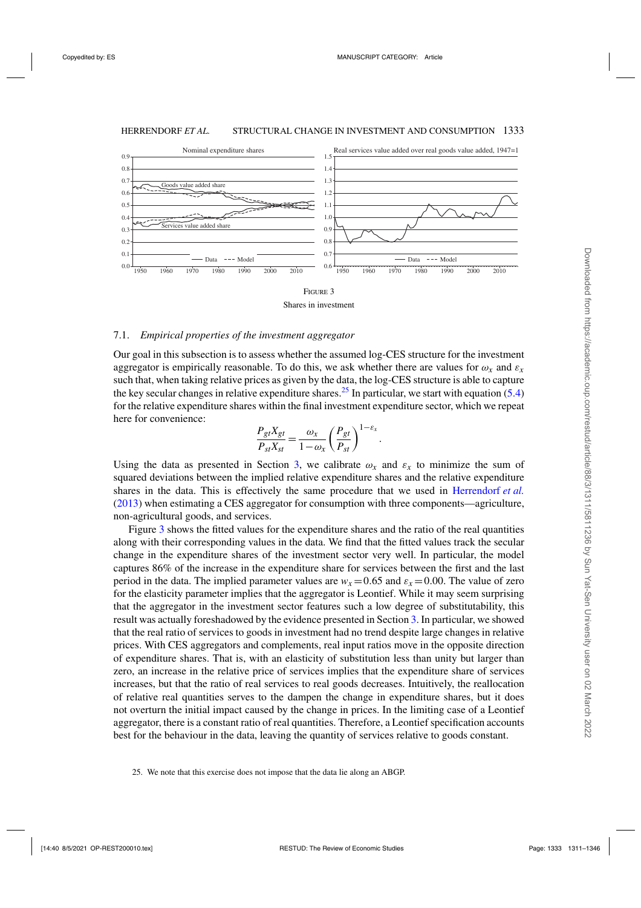FIGURE 3

Shares in investment

### 7.1. *Empirical properties of the investment aggregator*

Our goal in this subsection is to assess whether the assumed log-CES structure for the investment aggregator is empirically reasonable. To do this, we ask whether there are values for $\omega_x$ and $\varepsilon_x$ such that, when taking relative prices as given by the data, the log-CES structure is able to capture the key secular changes in relative expenditure shares.[25] In particular, we start with equation (5.4) for the relative expenditure shares within the final investment expenditure sector, which we repeat here for convenience:

$$\frac{P_{gt}X_{gt}}{P_{st}X_{st}} = \frac{\omega_x}{1-\omega_x}\left(\frac{P_{gt}}{P_{st}}\right)^{1-\varepsilon_x}.$$

Using the data as presented in Section 3, we calibrate $\omega_x$ and $\varepsilon_x$ to minimize the sum of squared deviations between the implied relative expenditure shares and the relative expenditure shares in the data. This is effectively the same procedure that we used in Herrendorf *et al.* (2013) when estimating a CES aggregator for consumption with three components—agriculture, non-agricultural goods, and services.

Figure 3 shows the fitted values for the expenditure shares and the ratio of the real quantities along with their corresponding values in the data. We find that the fitted values track the secular change in the expenditure shares of the investment sector very well. In particular, the model captures 86% of the increase in the expenditure share for services between the first and the last period in the data. The implied parameter values are $w_x = 0.65$ and $\varepsilon_x = 0.00$. The value of zero for the elasticity parameter implies that the aggregator is Leontief. While it may seem surprising that the aggregator in the investment sector features such a low degree of substitutability, this result was actually foreshadowed by the evidence presented in Section 3. In particular, we showed that the real ratio of services to goods in investment had no trend despite large changes in relative prices. With CES aggregators and complements, real input ratios move in the opposite direction of expenditure shares. That is, with an elasticity of substitution less than unity but larger than zero, an increase in the relative price of services implies that the expenditure share of services increases, but that the ratio of real services to real goods decreases. Intuitively, the reallocation of relative real quantities serves to the dampen the change in expenditure shares, but it does not overturn the initial impact caused by the change in prices. In the limiting case of a Leontief aggregator, there is a constant ratio of real quantities. Therefore, a Leontief specification accounts best for the behaviour in the data, leaving the quantity of services relative to goods constant.

25. We note that this exercise does not impose that the data lie along an ABGP.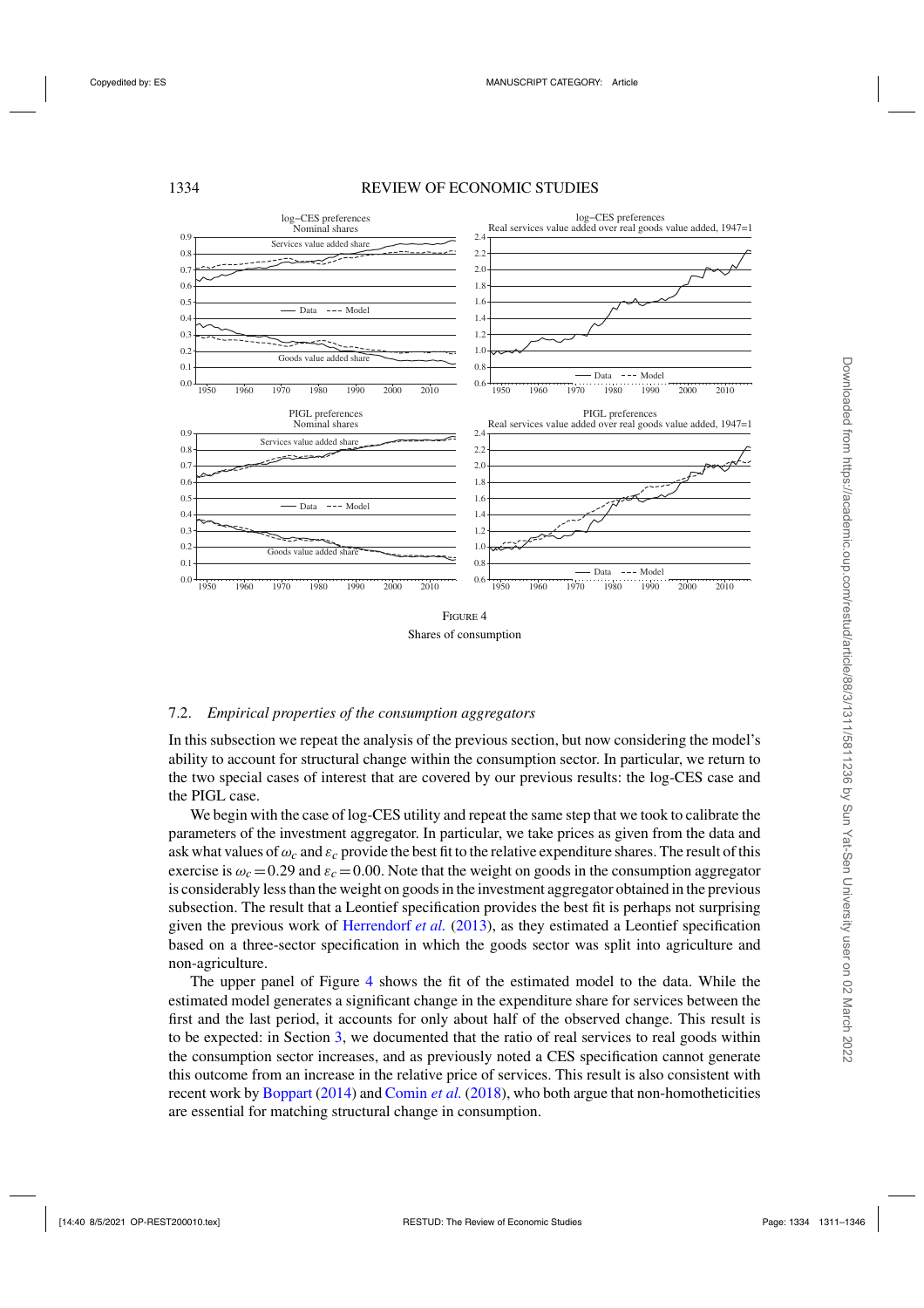FIGURE 4

Shares of consumption

### 7.2. *Empirical properties of the consumption aggregators*

In this subsection we repeat the analysis of the previous section, but now considering the model's ability to account for structural change within the consumption sector. In particular, we return to the two special cases of interest that are covered by our previous results: the log-CES case and the PIGL case.

We begin with the case of log-CES utility and repeat the same step that we took to calibrate the parameters of the investment aggregator. In particular, we take prices as given from the data and ask what values of $\omega_c$ and $\varepsilon_c$ provide the best fit to the relative expenditure shares. The result of this exercise is $\omega_c = 0.29$ and $\varepsilon_c = 0.00$. Note that the weight on goods in the consumption aggregator is considerably less than the weight on goods in the investment aggregator obtained in the previous subsection. The result that a Leontief specification provides the best fit is perhaps not surprising given the previous work of Herrendorf *et al.* (2013), as they estimated a Leontief specification based on a three-sector specification in which the goods sector was split into agriculture and non-agriculture.

The upper panel of Figure 4 shows the fit of the estimated model to the data. While the estimated model generates a significant change in the expenditure share for services between the first and the last period, it accounts for only about half of the observed change. This result is to be expected: in Section 3, we documented that the ratio of real services to real goods within the consumption sector increases, and as previously noted a CES specification cannot generate this outcome from an increase in the relative price of services. This result is also consistent with recent work by Boppart (2014) and Comin *et al.* (2018), who both argue that non-homotheticities are essential for matching structural change in consumption.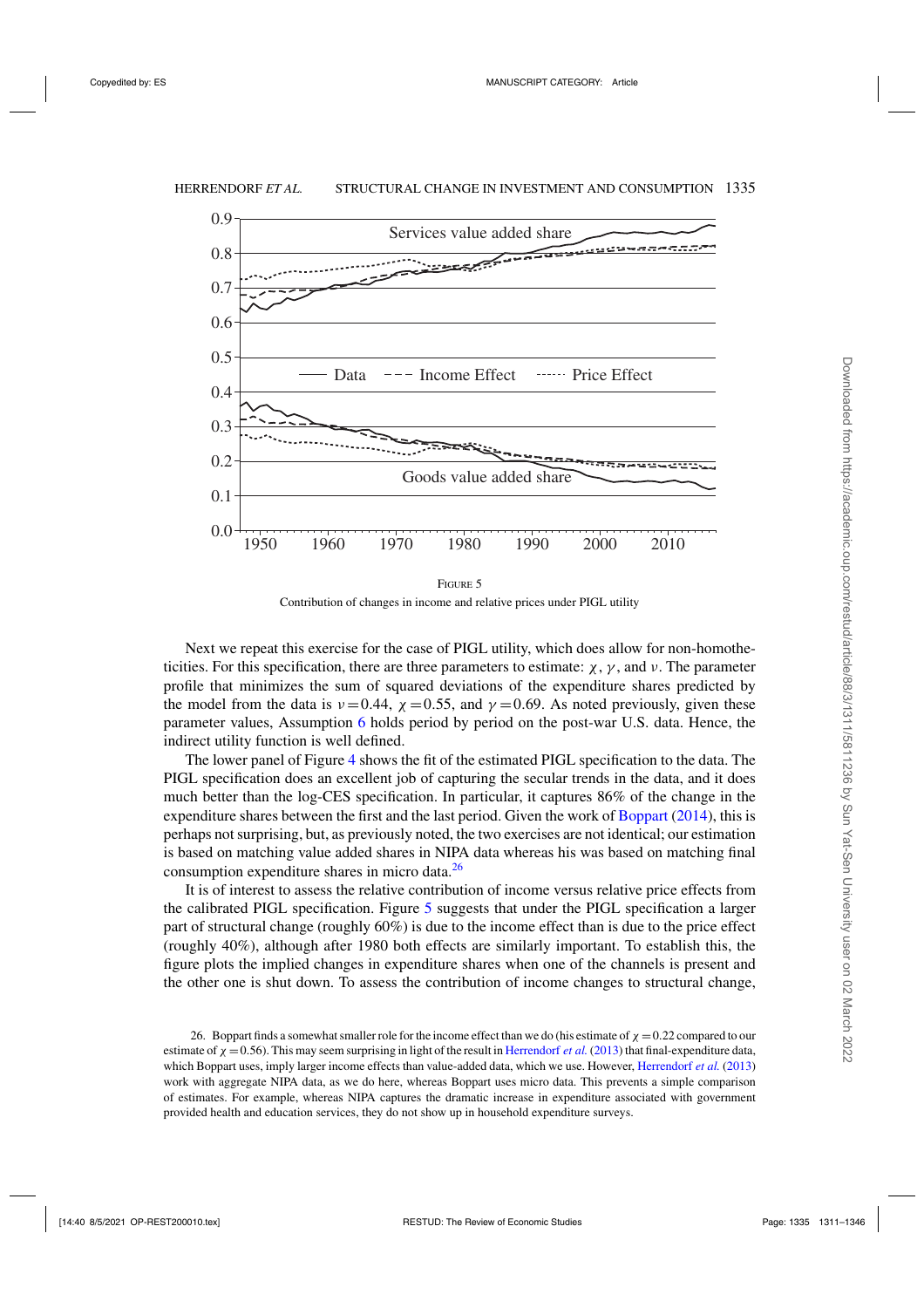FIGURE 5

Contribution of changes in income and relative prices under PIGL utility

Next we repeat this exercise for the case of PIGL utility, which does allow for non-homotheticities. For this specification, there are three parameters to estimate: $\chi$, $\gamma$, and $\nu$. The parameter profile that minimizes the sum of squared deviations of the expenditure shares predicted by the model from the data is $\nu = 0.44$, $\chi = 0.55$, and $\gamma = 0.69$. As noted previously, given these parameter values, Assumption 6 holds period by period on the post-war U.S. data. Hence, the indirect utility function is well defined.

The lower panel of Figure 4 shows the fit of the estimated PIGL specification to the data. The PIGL specification does an excellent job of capturing the secular trends in the data, and it does much better than the log-CES specification. In particular, it captures 86% of the change in the expenditure shares between the first and the last period. Given the work of Boppart (2014), this is perhaps not surprising, but, as previously noted, the two exercises are not identical; our estimation is based on matching value added shares in NIPA data whereas his was based on matching final consumption expenditure shares in micro data.[26]

It is of interest to assess the relative contribution of income versus relative price effects from the calibrated PIGL specification. Figure 5 suggests that under the PIGL specification a larger part of structural change (roughly 60%) is due to the income effect than is due to the price effect (roughly 40%), although after 1980 both effects are similarly important. To establish this, the figure plots the implied changes in expenditure shares when one of the channels is present and the other one is shut down. To assess the contribution of income changes to structural change,

26. Boppart finds a somewhat smaller role for the income effect than we do (his estimate of $\chi = 0.22$ compared to our estimate of $\chi = 0.56$). This may seem surprising in light of the result in Herrendorf *et al.* (2013) that final-expenditure data, which Boppart uses, imply larger income effects than value-added data, which we use. However, Herrendorf *et al.* (2013) work with aggregate NIPA data, as we do here, whereas Boppart uses micro data. This prevents a simple comparison of estimates. For example, whereas NIPA captures the dramatic increase in expenditure associated with government provided health and education services, they do not show up in household expenditure surveys.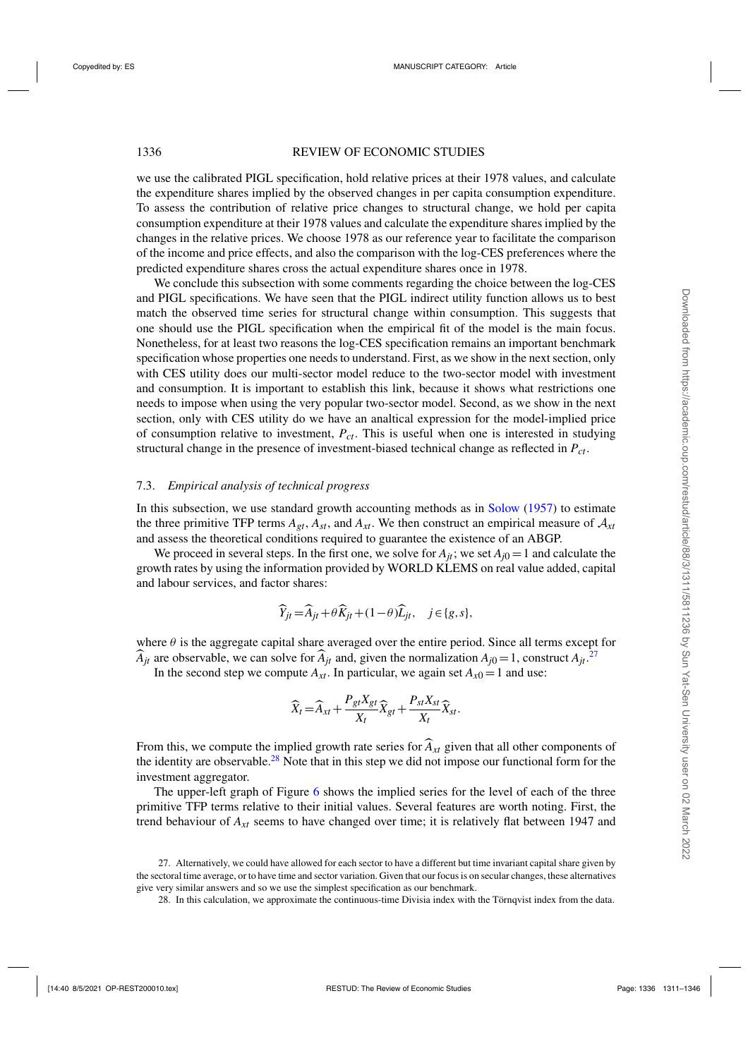we use the calibrated PIGL specification, hold relative prices at their 1978 values, and calculate the expenditure shares implied by the observed changes in per capita consumption expenditure. To assess the contribution of relative price changes to structural change, we hold per capita consumption expenditure at their 1978 values and calculate the expenditure shares implied by the changes in the relative prices. We choose 1978 as our reference year to facilitate the comparison of the income and price effects, and also the comparison with the log-CES preferences where the predicted expenditure shares cross the actual expenditure shares once in 1978.

We conclude this subsection with some comments regarding the choice between the log-CES and PIGL specifications. We have seen that the PIGL indirect utility function allows us to best match the observed time series for structural change within consumption. This suggests that one should use the PIGL specification when the empirical fit of the model is the main focus. Nonetheless, for at least two reasons the log-CES specification remains an important benchmark specification whose properties one needs to understand. First, as we show in the next section, only with CES utility does our multi-sector model reduce to the two-sector model with investment and consumption. It is important to establish this link, because it shows what restrictions one needs to impose when using the very popular two-sector model. Second, as we show in the next section, only with CES utility do we have an analtical expression for the model-implied price of consumption relative to investment, $P_{ct}$. This is useful when one is interested in studying structural change in the presence of investment-biased technical change as reflected in $P_{ct}$.

### 7.3. *Empirical analysis of technical progress*

In this subsection, we use standard growth accounting methods as in Solow (1957) to estimate the three primitive TFP terms $A_{gt}$, $A_{st}$, and $A_{xt}$. We then construct an empirical measure of $\mathcal{A}_{xt}$ and assess the theoretical conditions required to guarantee the existence of an ABGP.

We proceed in several steps. In the first one, we solve for $A_{jt}$; we set $A_{j0}=1$ and calculate the growth rates by using the information provided by WORLD KLEMS on real value added, capital and labour services, and factor shares:

$$\widehat{Y}_{jt}=\widehat{A}_{jt}+\theta\widehat{K}_{jt}+(1-\theta)\widehat{L}_{jt}, \quad j\in\{g,s\},$$

where $\theta$ is the aggregate capital share averaged over the entire period. Since all terms except for $\widehat{A}_{jt}$ are observable, we can solve for $\widehat{A}_{jt}$ and, given the normalization $A_{j0}=1$, construct $A_{jt}$.[27]

In the second step we compute $A_{xt}$. In particular, we again set $A_{x0}=1$ and use:

$$\widehat{X}_t=\widehat{A}_{xt}+\frac{P_{gt}X_{gt}}{X_t}\widehat{X}_{gt}+\frac{P_{st}X_{st}}{X_t}\widehat{X}_{st}.$$

From this, we compute the implied growth rate series for $\widehat{A}_{xt}$ given that all other components of the identity are observable.[28] Note that in this step we did not impose our functional form for the investment aggregator.

The upper-left graph of Figure 6 shows the implied series for the level of each of the three primitive TFP terms relative to their initial values. Several features are worth noting. First, the trend behaviour of $A_{xt}$ seems to have changed over time; it is relatively flat between 1947 and

27. Alternatively, we could have allowed for each sector to have a different but time invariant capital share given by the sectoral time average, or to have time and sector variation. Given that our focus is on secular changes, these alternatives give very similar answers and so we use the simplest specification as our benchmark.

28. In this calculation, we approximate the continuous-time Divisia index with the Törnqvist index from the data.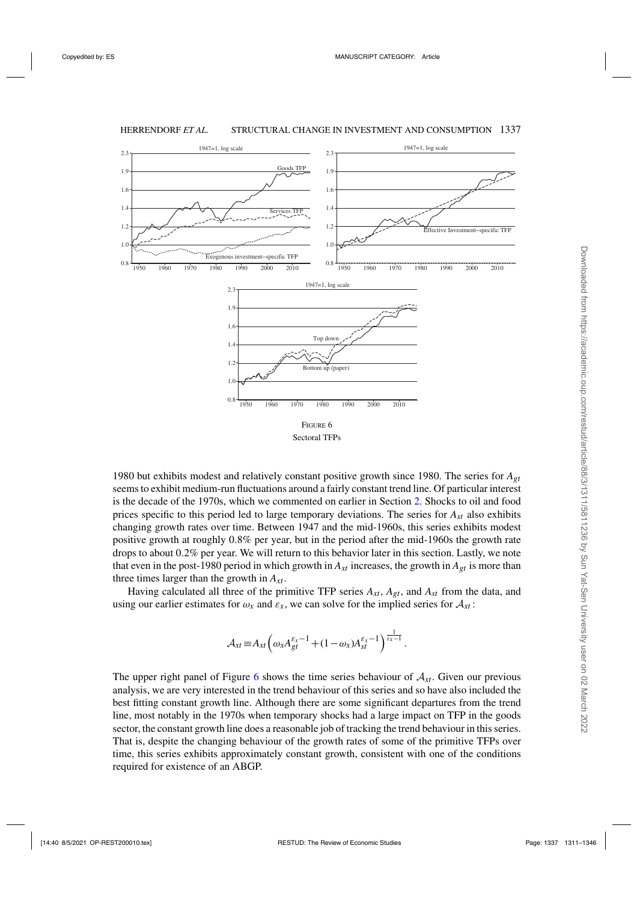FIGURE 6

Sectoral TFPs

1980 but exhibits modest and relatively constant positive growth since 1980. The series for $A_{gt}$ seems to exhibit medium-run fluctuations around a fairly constant trend line. Of particular interest is the decade of the 1970s, which we commented on earlier in Section 2. Shocks to oil and food prices specific to this period led to large temporary deviations. The series for $A_{st}$ also exhibits changing growth rates over time. Between 1947 and the mid-1960s, this series exhibits modest positive growth at roughly 0.8% per year, but in the period after the mid-1960s the growth rate drops to about 0.2% per year. We will return to this behavior later in this section. Lastly, we note that even in the post-1980 period in which growth in $A_{xt}$ increases, the growth in $A_{gt}$ is more than three times larger than the growth in $A_{xt}$.

Having calculated all three of the primitive TFP series $A_{xt}$, $A_{gt}$, and $A_{st}$ from the data, and using our earlier estimates for $\omega_x$ and $\varepsilon_x$, we can solve for the implied series for $\mathcal{A}_{xt}$:

$$\mathcal{A}_{xt} \equiv A_{xt}\left(\omega_x A_{gt}^{\varepsilon_x - 1} + (1-\omega_x) A_{st}^{\varepsilon_x - 1}\right)^{\frac{1}{\varepsilon_x - 1}}.$$

The upper right panel of Figure 6 shows the time series behaviour of $\mathcal{A}_{xt}$. Given our previous analysis, we are very interested in the trend behaviour of this series and so have also included the best fitting constant growth line. Although there are some significant departures from the trend line, most notably in the 1970s when temporary shocks had a large impact on TFP in the goods sector, the constant growth line does a reasonable job of tracking the trend behaviour in this series. That is, despite the changing behaviour of the growth rates of some of the primitive TFPs over time, this series exhibits approximately constant growth, consistent with one of the conditions required for existence of an ABGP.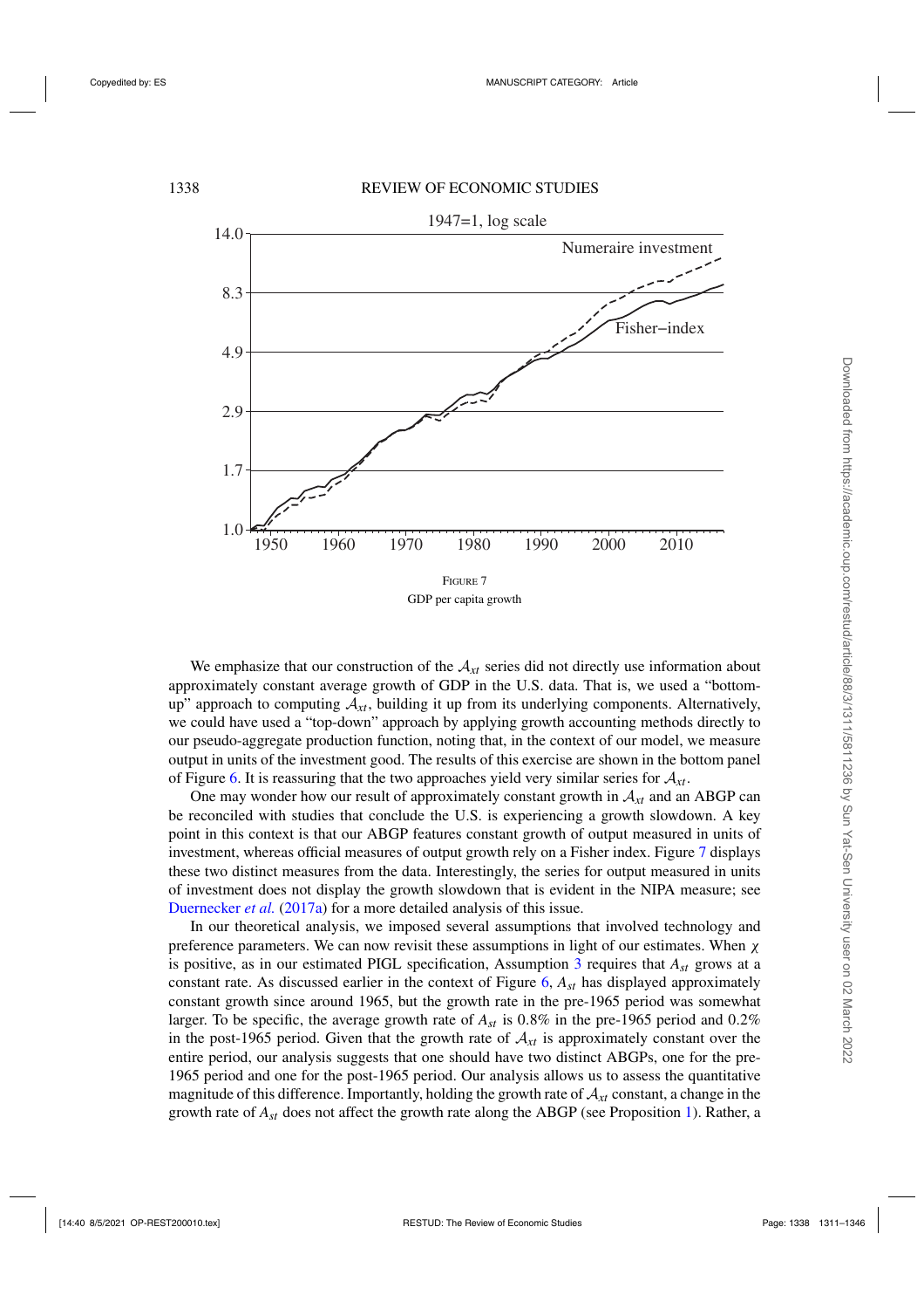FIGURE 7

GDP per capita growth

We emphasize that our construction of the $\mathcal{A}_{xt}$ series did not directly use information about approximately constant average growth of GDP in the U.S. data. That is, we used a "bottom-up" approach to computing $\mathcal{A}_{xt}$, building it up from its underlying components. Alternatively, we could have used a "top-down" approach by applying growth accounting methods directly to our pseudo-aggregate production function, noting that, in the context of our model, we measure output in units of the investment good. The results of this exercise are shown in the bottom panel of Figure 6. It is reassuring that the two approaches yield very similar series for $\mathcal{A}_{xt}$.

One may wonder how our result of approximately constant growth in $\mathcal{A}_{xt}$ and an ABGP can be reconciled with studies that conclude the U.S. is experiencing a growth slowdown. A key point in this context is that our ABGP features constant growth of output measured in units of investment, whereas official measures of output growth rely on a Fisher index. Figure 7 displays these two distinct measures from the data. Interestingly, the series for output measured in units of investment does not display the growth slowdown that is evident in the NIPA measure; see Duernecker *et al.* (2017a) for a more detailed analysis of this issue.

In our theoretical analysis, we imposed several assumptions that involved technology and preference parameters. We can now revisit these assumptions in light of our estimates. When $\chi$ is positive, as in our estimated PIGL specification, Assumption 3 requires that $A_{st}$ grows at a constant rate. As discussed earlier in the context of Figure 6, $A_{st}$ has displayed approximately constant growth since around 1965, but the growth rate in the pre-1965 period was somewhat larger. To be specific, the average growth rate of $A_{st}$ is 0.8% in the pre-1965 period and 0.2% in the post-1965 period. Given that the growth rate of $\mathcal{A}_{xt}$ is approximately constant over the entire period, our analysis suggests that one should have two distinct ABGPs, one for the pre-1965 period and one for the post-1965 period. Our analysis allows us to assess the quantitative magnitude of this difference. Importantly, holding the growth rate of $\mathcal{A}_{xt}$ constant, a change in the growth rate of $A_{st}$ does not affect the growth rate along the ABGP (see Proposition 1). Rather, a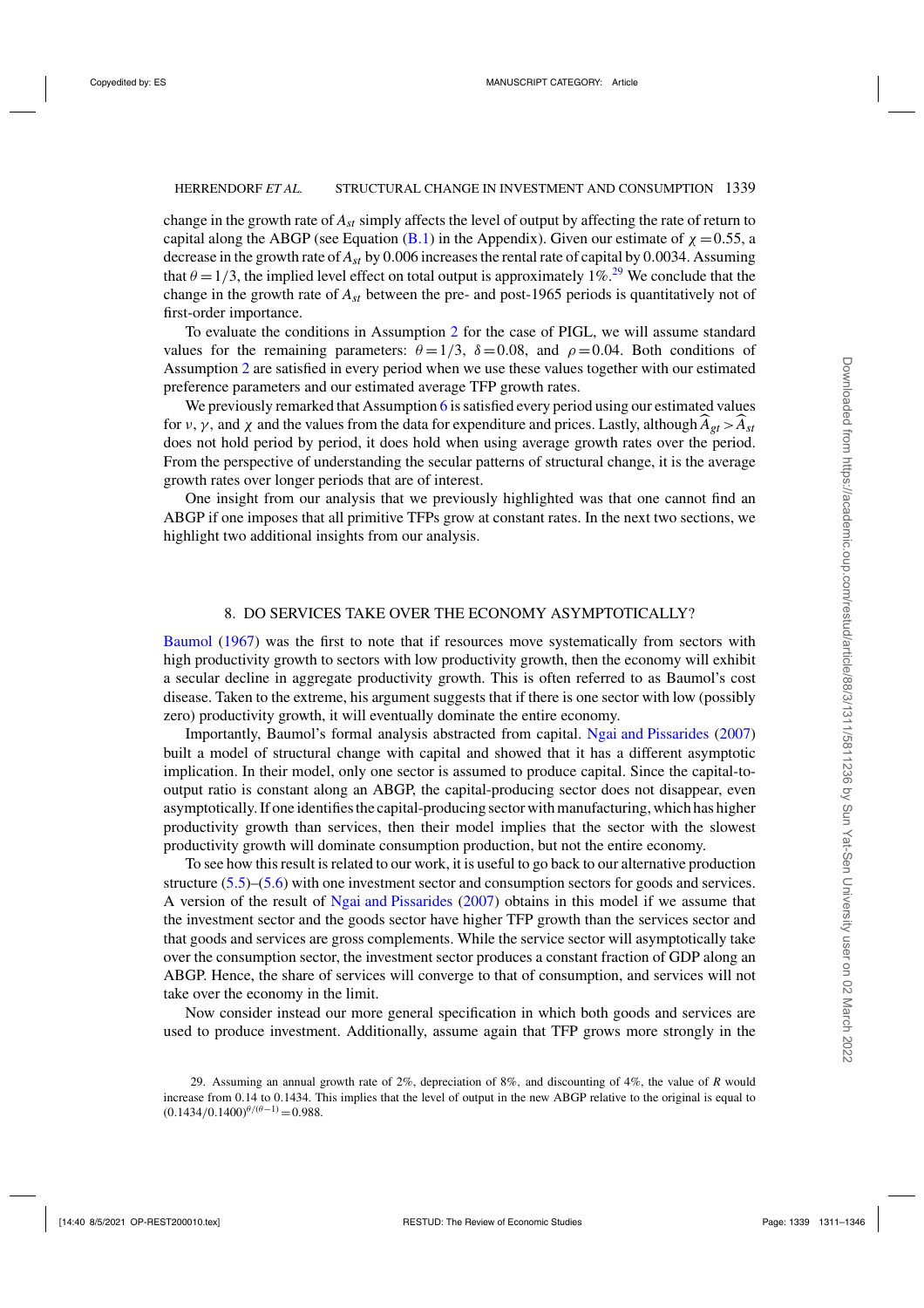change in the growth rate of $A_{st}$ simply affects the level of output by affecting the rate of return to capital along the ABGP (see Equation (B.1) in the Appendix). Given our estimate of $\chi=0.55$, a decrease in the growth rate of $A_{st}$ by 0.006 increases the rental rate of capital by 0.0034. Assuming that $\theta=1/3$, the implied level effect on total output is approximately 1%.[29] We conclude that the change in the growth rate of $A_{st}$ between the pre- and post-1965 periods is quantitatively not of first-order importance.

To evaluate the conditions in Assumption 2 for the case of PIGL, we will assume standard values for the remaining parameters: $\theta=1/3$, $\delta=0.08$, and $\rho=0.04$. Both conditions of Assumption 2 are satisfied in every period when we use these values together with our estimated preference parameters and our estimated average TFP growth rates.

We previously remarked that Assumption 6 is satisfied every period using our estimated values for $\nu$, $\gamma$, and $\chi$ and the values from the data for expenditure and prices. Lastly, although $\widehat{A}_{gt} > \widehat{A}_{st}$ does not hold period by period, it does hold when using average growth rates over the period. From the perspective of understanding the secular patterns of structural change, it is the average growth rates over longer periods that are of interest.

One insight from our analysis that we previously highlighted was that one cannot find an ABGP if one imposes that all primitive TFPs grow at constant rates. In the next two sections, we highlight two additional insights from our analysis.

## 8. DO SERVICES TAKE OVER THE ECONOMY ASYMPTOTICALLY?

Baumol (1967) was the first to note that if resources move systematically from sectors with high productivity growth to sectors with low productivity growth, then the economy will exhibit a secular decline in aggregate productivity growth. This is often referred to as Baumol's cost disease. Taken to the extreme, his argument suggests that if there is one sector with low (possibly zero) productivity growth, it will eventually dominate the entire economy.

Importantly, Baumol's formal analysis abstracted from capital. Ngai and Pissarides (2007) built a model of structural change with capital and showed that it has a different asymptotic implication. In their model, only one sector is assumed to produce capital. Since the capital-to-output ratio is constant along an ABGP, the capital-producing sector does not disappear, even asymptotically. If one identifies the capital-producing sector with manufacturing, which has higher productivity growth than services, then their model implies that the sector with the slowest productivity growth will dominate consumption production, but not the entire economy.

To see how this result is related to our work, it is useful to go back to our alternative production structure (5.5)–(5.6) with one investment sector and consumption sectors for goods and services. A version of the result of Ngai and Pissarides (2007) obtains in this model if we assume that the investment sector and the goods sector have higher TFP growth than the services sector and that goods and services are gross complements. While the service sector will asymptotically take over the consumption sector, the investment sector produces a constant fraction of GDP along an ABGP. Hence, the share of services will converge to that of consumption, and services will not take over the economy in the limit.

Now consider instead our more general specification in which both goods and services are used to produce investment. Additionally, assume again that TFP grows more strongly in the

[29] Assuming an annual growth rate of 2%, depreciation of 8%, and discounting of 4%, the value of $R$ would increase from 0.14 to 0.1434. This implies that the level of output in the new ABGP relative to the original is equal to $(0.1434/0.1400)^{\theta/(\theta-1)}=0.988$.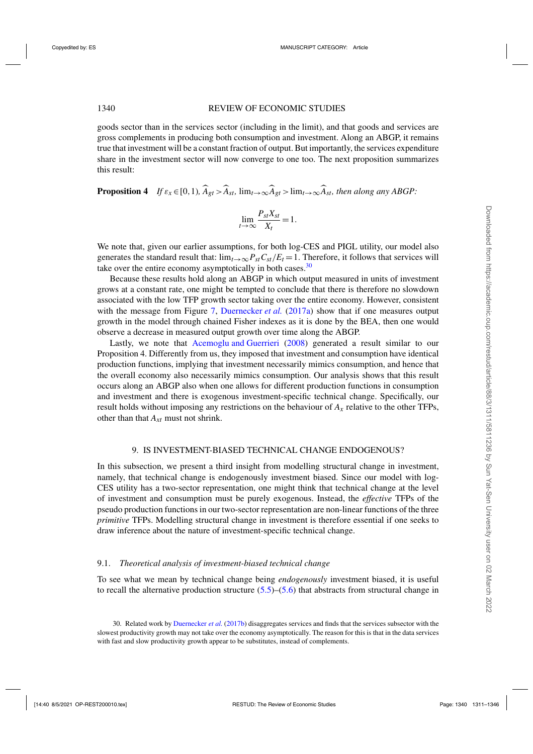goods sector than in the services sector (including in the limit), and that goods and services are gross complements in producing both consumption and investment. Along an ABGP, it remains true that investment will be a constant fraction of output. But importantly, the services expenditure share in the investment sector will now converge to one too. The next proposition summarizes this result:

**Proposition 4** *If $\varepsilon_x \in [0,1)$, $\widehat{A}_{gt} > \widehat{A}_{st}$, $\lim_{t\to\infty}\widehat{A}_{gt} > \lim_{t\to\infty}\widehat{A}_{st}$, then along any ABGP:*

$$\lim_{t\to\infty} \frac{P_{st}X_{st}}{X_t} = 1.$$

We note that, given our earlier assumptions, for both log-CES and PIGL utility, our model also generates the standard result that: $\lim_{t\to\infty} P_{st}C_{st}/E_t = 1$. Therefore, it follows that services will take over the entire economy asymptotically in both cases.[30]

Because these results hold along an ABGP in which output measured in units of investment grows at a constant rate, one might be tempted to conclude that there is therefore no slowdown associated with the low TFP growth sector taking over the entire economy. However, consistent with the message from Figure 7, Duernecker *et al.* (2017a) show that if one measures output growth in the model through chained Fisher indexes as it is done by the BEA, then one would observe a decrease in measured output growth over time along the ABGP.

Lastly, we note that Acemoglu and Guerrieri (2008) generated a result similar to our Proposition 4. Differently from us, they imposed that investment and consumption have identical production functions, implying that investment necessarily mimics consumption, and hence that the overall economy also necessarily mimics consumption. Our analysis shows that this result occurs along an ABGP also when one allows for different production functions in consumption and investment and there is exogenous investment-specific technical change. Specifically, our result holds without imposing any restrictions on the behaviour of $A_x$ relative to the other TFPs, other than that $A_{xt}$ must not shrink.

## 9. IS INVESTMENT-BIASED TECHNICAL CHANGE ENDOGENOUS?

In this subsection, we present a third insight from modelling structural change in investment, namely, that technical change is endogenously investment biased. Since our model with log-CES utility has a two-sector representation, one might think that technical change at the level of investment and consumption must be purely exogenous. Instead, the *effective* TFPs of the pseudo production functions in our two-sector representation are non-linear functions of the three *primitive* TFPs. Modelling structural change in investment is therefore essential if one seeks to draw inference about the nature of investment-specific technical change.

### 9.1. *Theoretical analysis of investment-biased technical change*

To see what we mean by technical change being *endogenously* investment biased, it is useful to recall the alternative production structure (5.5)–(5.6) that abstracts from structural change in

30. Related work by Duernecker *et al.* (2017b) disaggregates services and finds that the services subsector with the slowest productivity growth may not take over the economy asymptotically. The reason for this is that in the data services with fast and slow productivity growth appear to be substitutes, instead of complements.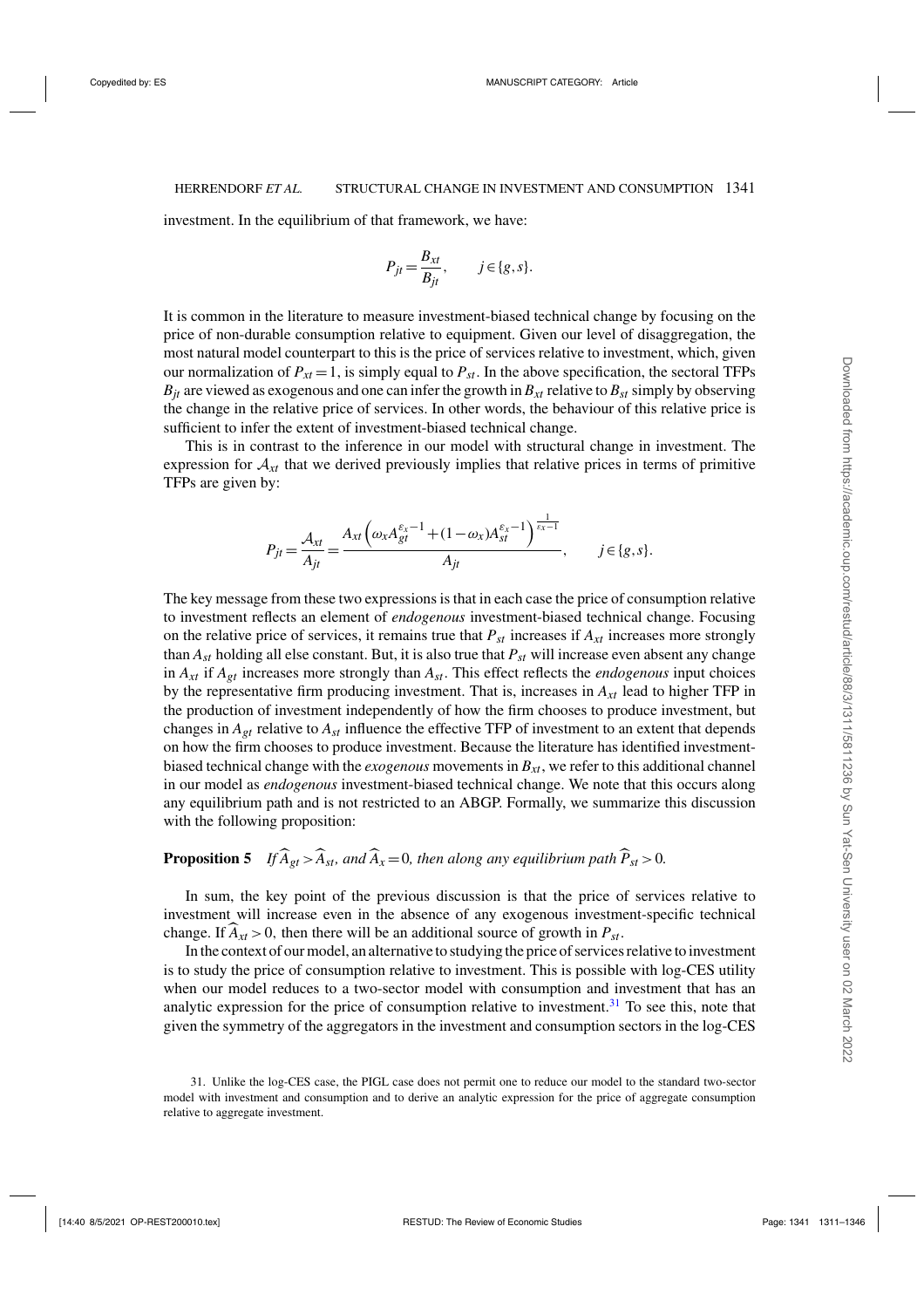investment. In the equilibrium of that framework, we have:

$$P_{jt} = \frac{B_{xt}}{B_{jt}}, \qquad j \in \{g, s\}.$$

It is common in the literature to measure investment-biased technical change by focusing on the price of non-durable consumption relative to equipment. Given our level of disaggregation, the most natural model counterpart to this is the price of services relative to investment, which, given our normalization of $P_{xt}=1$, is simply equal to $P_{st}$. In the above specification, the sectoral TFPs $B_{jt}$ are viewed as exogenous and one can infer the growth in $B_{xt}$ relative to $B_{st}$ simply by observing the change in the relative price of services. In other words, the behaviour of this relative price is sufficient to infer the extent of investment-biased technical change.

This is in contrast to the inference in our model with structural change in investment. The expression for $\mathcal{A}_{xt}$ that we derived previously implies that relative prices in terms of primitive TFPs are given by:

$$P_{jt} = \frac{\mathcal{A}_{xt}}{A_{jt}} = \frac{A_{xt}\left(\omega_x A_{gt}^{\varepsilon_x - 1} + (1-\omega_x) A_{st}^{\varepsilon_x - 1}\right)^{\frac{1}{\varepsilon_x - 1}}}{A_{jt}}, \qquad j \in \{g, s\}.$$

The key message from these two expressions is that in each case the price of consumption relative to investment reflects an element of *endogenous* investment-biased technical change. Focusing on the relative price of services, it remains true that $P_{st}$ increases if $A_{xt}$ increases more strongly than $A_{st}$ holding all else constant. But, it is also true that $P_{st}$ will increase even absent any change in $A_{xt}$ if $A_{gt}$ increases more strongly than $A_{st}$. This effect reflects the *endogenous* input choices by the representative firm producing investment. That is, increases in $A_{xt}$ lead to higher TFP in the production of investment independently of how the firm chooses to produce investment, but changes in $A_{gt}$ relative to $A_{st}$ influence the effective TFP of investment to an extent that depends on how the firm chooses to produce investment. Because the literature has identified investment-biased technical change with the *exogenous* movements in $B_{xt}$, we refer to this additional channel in our model as *endogenous* investment-biased technical change. We note that this occurs along any equilibrium path and is not restricted to an ABGP. Formally, we summarize this discussion with the following proposition:

**Proposition 5** *If $\widehat{A}_{gt} > \widehat{A}_{st}$, and $\widehat{A}_x = 0$, then along any equilibrium path $\widehat{P}_{st} > 0$.*

In sum, the key point of the previous discussion is that the price of services relative to investment will increase even in the absence of any exogenous investment-specific technical change. If $\widehat{A}_{xt} > 0$, then there will be an additional source of growth in $P_{st}$.

In the context of our model, an alternative to studying the price of services relative to investment is to study the price of consumption relative to investment. This is possible with log-CES utility when our model reduces to a two-sector model with consumption and investment that has an analytic expression for the price of consumption relative to investment.[31] To see this, note that given the symmetry of the aggregators in the investment and consumption sectors in the log-CES

31. Unlike the log-CES case, the PIGL case does not permit one to reduce our model to the standard two-sector model with investment and consumption and to derive an analytic expression for the price of aggregate consumption relative to aggregate investment.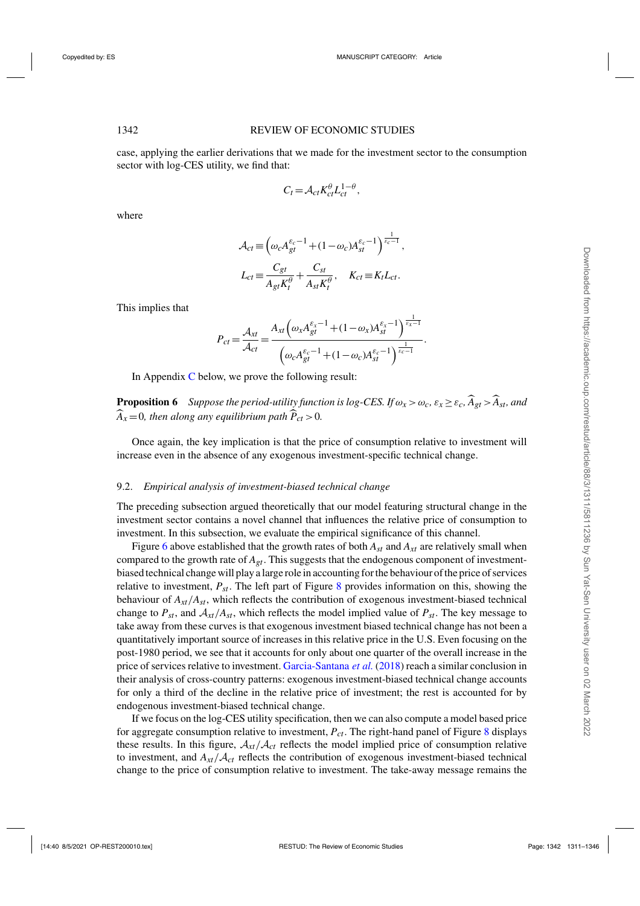case, applying the earlier derivations that we made for the investment sector to the consumption sector with log-CES utility, we find that:

$$C_t = \mathcal{A}_{ct} K_{ct}^{\theta} L_{ct}^{1-\theta},$$

where

$$\mathcal{A}_{ct} \equiv \left(\omega_c A_{gt}^{\varepsilon_c - 1} + (1-\omega_c) A_{st}^{\varepsilon_c - 1}\right)^{\frac{1}{\varepsilon_c - 1}},$$

$$L_{ct} \equiv \frac{C_{gt}}{A_{gt} K_t^{\theta}} + \frac{C_{st}}{A_{st} K_t^{\theta}}, \quad K_{ct} \equiv K_t L_{ct}.$$

This implies that

$$P_{ct} = \frac{\mathcal{A}_{xt}}{\mathcal{A}_{ct}} = \frac{A_{xt}\left(\omega_x A_{gt}^{\varepsilon_x - 1} + (1-\omega_x) A_{st}^{\varepsilon_x - 1}\right)^{\frac{1}{\varepsilon_x - 1}}}{\left(\omega_c A_{gt}^{\varepsilon_c - 1} + (1-\omega_c) A_{st}^{\varepsilon_c - 1}\right)^{\frac{1}{\varepsilon_c - 1}}}.$$

In Appendix C below, we prove the following result:

**Proposition 6** *Suppose the period-utility function is log-CES. If $\omega_x > \omega_c$, $\varepsilon_x \geq \varepsilon_c$, $\widehat{A}_{gt} > \widehat{A}_{st}$, and $\widehat{A}_x = 0$, then along any equilibrium path $\widehat{P}_{ct} > 0$.*

Once again, the key implication is that the price of consumption relative to investment will increase even in the absence of any exogenous investment-specific technical change.

### 9.2. *Empirical analysis of investment-biased technical change*

The preceding subsection argued theoretically that our model featuring structural change in the investment sector contains a novel channel that influences the relative price of consumption to investment. In this subsection, we evaluate the empirical significance of this channel.

Figure 6 above established that the growth rates of both $A_{st}$ and $A_{xt}$ are relatively small when compared to the growth rate of $A_{gt}$. This suggests that the endogenous component of investment-biased technical change will play a large role in accounting for the behaviour of the price of services relative to investment, $P_{st}$. The left part of Figure 8 provides information on this, showing the behaviour of $A_{xt}/A_{st}$, which reflects the contribution of exogenous investment-biased technical change to $P_{st}$, and $\mathcal{A}_{xt}/A_{st}$, which reflects the model implied value of $P_{st}$. The key message to take away from these curves is that exogenous investment biased technical change has not been a quantitatively important source of increases in this relative price in the U.S. Even focusing on the post-1980 period, we see that it accounts for only about one quarter of the overall increase in the price of services relative to investment. Garcia-Santana *et al.* (2018) reach a similar conclusion in their analysis of cross-country patterns: exogenous investment-biased technical change accounts for only a third of the decline in the relative price of investment; the rest is accounted for by endogenous investment-biased technical change.

If we focus on the log-CES utility specification, then we can also compute a model based price for aggregate consumption relative to investment, $P_{ct}$. The right-hand panel of Figure 8 displays these results. In this figure, $\mathcal{A}_{xt}/\mathcal{A}_{ct}$ reflects the model implied price of consumption relative to investment, and $A_{xt}/\mathcal{A}_{ct}$ reflects the contribution of exogenous investment-biased technical change to the price of consumption relative to investment. The take-away message remains the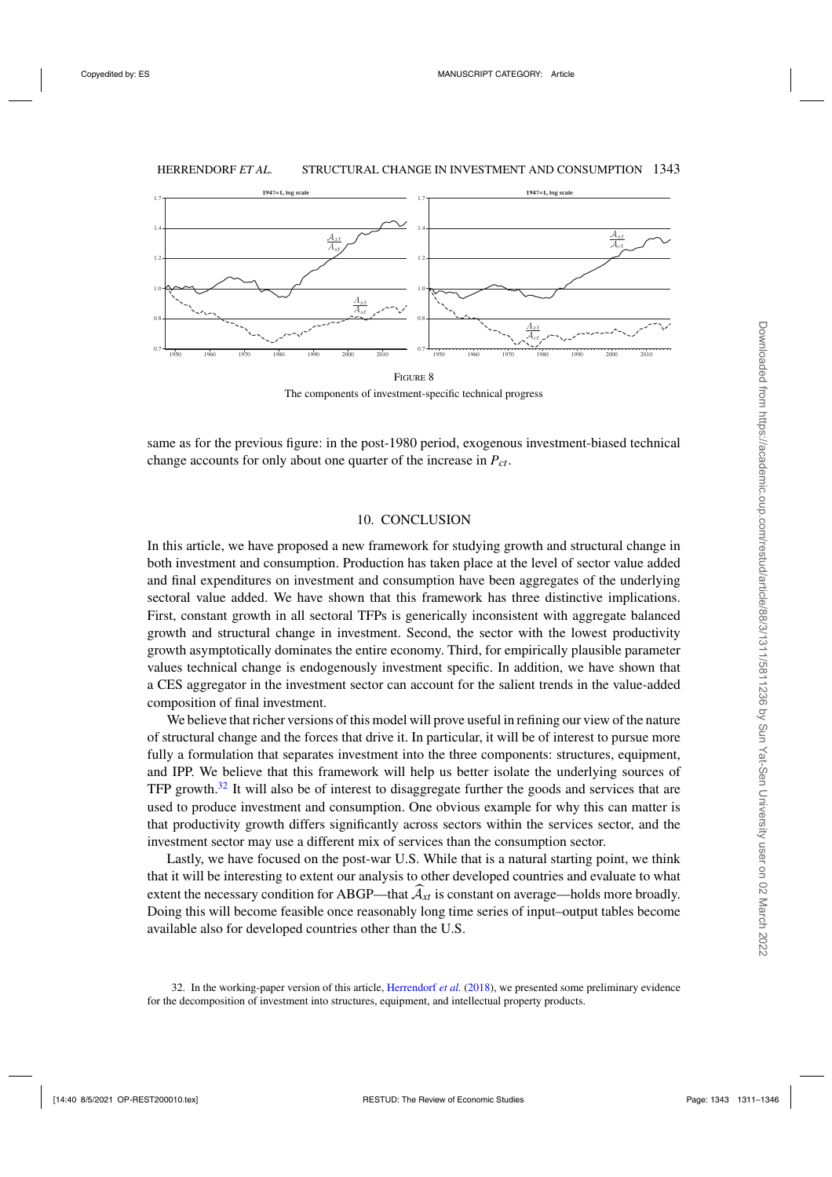FIGURE 8

The components of investment-specific technical progress

same as for the previous figure: in the post-1980 period, exogenous investment-biased technical change accounts for only about one quarter of the increase in $P_{ct}$.

## 10. CONCLUSION

In this article, we have proposed a new framework for studying growth and structural change in both investment and consumption. Production has taken place at the level of sector value added and final expenditures on investment and consumption have been aggregates of the underlying sectoral value added. We have shown that this framework has three distinctive implications. First, constant growth in all sectoral TFPs is generically inconsistent with aggregate balanced growth and structural change in investment. Second, the sector with the lowest productivity growth asymptotically dominates the entire economy. Third, for empirically plausible parameter values technical change is endogenously investment specific. In addition, we have shown that a CES aggregator in the investment sector can account for the salient trends in the value-added composition of final investment.

We believe that richer versions of this model will prove useful in refining our view of the nature of structural change and the forces that drive it. In particular, it will be of interest to pursue more fully a formulation that separates investment into the three components: structures, equipment, and IPP. We believe that this framework will help us better isolate the underlying sources of TFP growth.[32] It will also be of interest to disaggregate further the goods and services that are used to produce investment and consumption. One obvious example for why this can matter is that productivity growth differs significantly across sectors within the services sector, and the investment sector may use a different mix of services than the consumption sector.

Lastly, we have focused on the post-war U.S. While that is a natural starting point, we think that it will be interesting to extent our analysis to other developed countries and evaluate to what extent the necessary condition for ABGP—that $\widehat{\mathcal{A}}_{xt}$ is constant on average—holds more broadly. Doing this will become feasible once reasonably long time series of input–output tables become available also for developed countries other than the U.S.

32. In the working-paper version of this article, Herrendorf *et al.* (2018), we presented some preliminary evidence for the decomposition of investment into structures, equipment, and intellectual property products.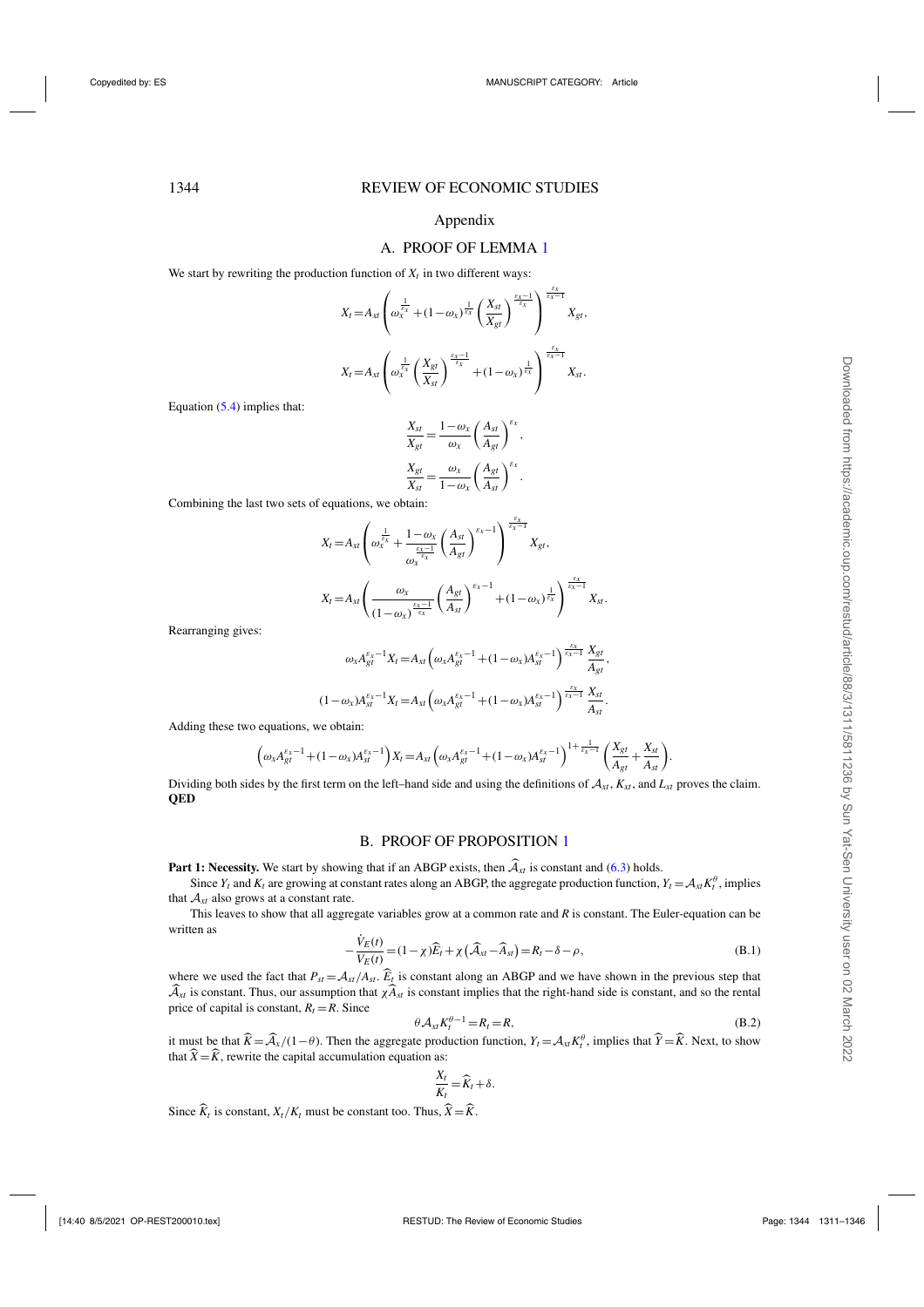## Appendix

### A. PROOF OF LEMMA 1

We start by rewriting the production function of $X_t$ in two different ways:

$$X_t = A_{xt}\left(\omega_x^{\frac{1}{\varepsilon_x}} + (1-\omega_x)^{\frac{1}{\varepsilon_x}}\left(\frac{X_{st}}{X_{gt}}\right)^{\frac{\varepsilon_x-1}{\varepsilon_x}}\right)^{\frac{\varepsilon_x}{\varepsilon_x-1}} X_{gt},$$

$$X_t = A_{xt}\left(\omega_x^{\frac{1}{\varepsilon_x}}\left(\frac{X_{gt}}{X_{st}}\right)^{\frac{\varepsilon_x-1}{\varepsilon_x}} + (1-\omega_x)^{\frac{1}{\varepsilon_x}}\right)^{\frac{\varepsilon_x}{\varepsilon_x-1}} X_{st}.$$

Equation (5.4) implies that:

$$\frac{X_{st}}{X_{gt}} = \frac{1-\omega_x}{\omega_x}\left(\frac{A_{st}}{A_{gt}}\right)^{\varepsilon_x},$$

$$\frac{X_{gt}}{X_{st}} = \frac{\omega_x}{1-\omega_x}\left(\frac{A_{gt}}{A_{st}}\right)^{\varepsilon_x}.$$

Combining the last two sets of equations, we obtain:

$$X_t = A_{xt}\left(\omega_x^{\frac{1}{\varepsilon_x}} + \frac{1-\omega_x}{\omega_x^{\frac{\varepsilon_x-1}{\varepsilon_x}}}\left(\frac{A_{st}}{A_{gt}}\right)^{\varepsilon_x-1}\right)^{\frac{\varepsilon_x}{\varepsilon_x-1}} X_{gt},$$

$$X_t = A_{xt}\left(\frac{\omega_x}{(1-\omega_x)^{\frac{\varepsilon_x-1}{\varepsilon_x}}}\left(\frac{A_{gt}}{A_{st}}\right)^{\varepsilon_x-1} + (1-\omega_x)^{\frac{1}{\varepsilon_x}}\right)^{\frac{\varepsilon_x}{\varepsilon_x-1}} X_{st}.$$

Rearranging gives:

$$\omega_x A_{gt}^{\varepsilon_x-1} X_t = A_{xt}\left(\omega_x A_{gt}^{\varepsilon_x-1} + (1-\omega_x)A_{st}^{\varepsilon_x-1}\right)^{\frac{\varepsilon_x}{\varepsilon_x-1}} \frac{X_{gt}}{A_{gt}},$$

$$(1-\omega_x) A_{st}^{\varepsilon_x-1} X_t = A_{xt}\left(\omega_x A_{gt}^{\varepsilon_x-1} + (1-\omega_x)A_{st}^{\varepsilon_x-1}\right)^{\frac{\varepsilon_x}{\varepsilon_x-1}} \frac{X_{st}}{A_{st}}.$$

Adding these two equations, we obtain:

$$\left(\omega_x A_{gt}^{\varepsilon_x-1} + (1-\omega_x)A_{st}^{\varepsilon_x-1}\right) X_t = A_{xt}\left(\omega_x A_{gt}^{\varepsilon_x-1} + (1-\omega_x)A_{st}^{\varepsilon_x-1}\right)^{1+\frac{1}{\varepsilon_x-1}}\left(\frac{X_{gt}}{A_{gt}} + \frac{X_{st}}{A_{st}}\right).$$

Dividing both sides by the first term on the left–hand side and using the definitions of $\mathcal{A}_{xt}$, $K_{xt}$, and $L_{xt}$ proves the claim.
**QED**

### B. PROOF OF PROPOSITION 1

**Part 1: Necessity.** We start by showing that if an ABGP exists, then $\widehat{\mathcal{A}}_{xt}$ is constant and (6.3) holds.

Since $Y_t$ and $K_t$ are growing at constant rates along an ABGP, the aggregate production function, $Y_t = \mathcal{A}_{xt} K_t^{\theta}$, implies that $\mathcal{A}_{xt}$ also grows at a constant rate.

This leaves to show that all aggregate variables grow at a common rate and $R$ is constant. The Euler-equation can be written as

$$-\frac{\dot{V}_E(t)}{V_E(t)} = (1-\chi)\widehat{E}_t + \chi\left(\widehat{\mathcal{A}}_{xt} - \widehat{A}_{st}\right) = R_t - \delta - \rho, \tag{B.1}$$

where we used the fact that $P_{st} = \mathcal{A}_{xt}/A_{st}$. $\widehat{E}_t$ is constant along an ABGP and we have shown in the previous step that $\widehat{\mathcal{A}}_{xt}$ is constant. Thus, our assumption that $\chi\widehat{A}_{st}$ is constant implies that the right-hand side is constant, and so the rental price of capital is constant, $R_t = R$. Since

$$\theta \mathcal{A}_{xt} K_t^{\theta-1} = R_t = R, \tag{B.2}$$

it must be that $\widehat{K} = \widehat{\mathcal{A}}_x/(1-\theta)$. Then the aggregate production function, $Y_t = \mathcal{A}_{xt} K_t^{\theta}$, implies that $\widehat{Y} = \widehat{K}$. Next, to show that $\widehat{X} = \widehat{K}$, rewrite the capital accumulation equation as:

$$\frac{X_t}{K_t} = \widehat{K}_t + \delta.$$

Since $\widehat{K}_t$ is constant, $X_t/K_t$ must be constant too. Thus, $\widehat{X} = \widehat{K}$.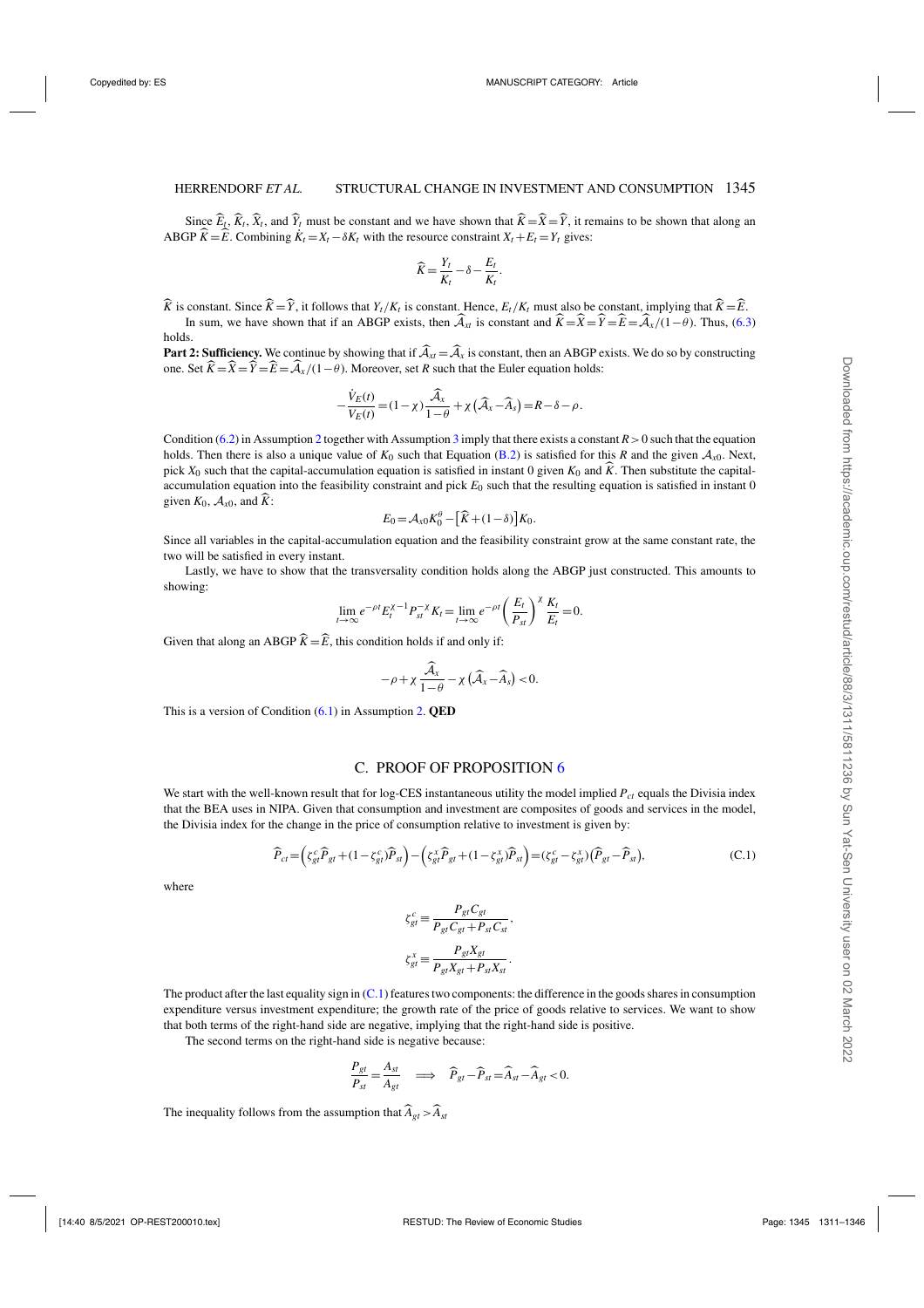Since $\widehat{E}_t$, $\widehat{K}_t$, $\widehat{X}_t$, and $\widehat{Y}_t$ must be constant and we have shown that $\widehat{K}=\widehat{X}=\widehat{Y}$, it remains to be shown that along an ABGP $\widehat{K}=\widehat{E}$. Combining $\dot{K}_t = X_t - \delta K_t$ with the resource constraint $X_t + E_t = Y_t$ gives:

$$\widehat{K} = \frac{Y_t}{K_t} - \delta - \frac{E_t}{K_t}.$$

$\widehat{K}$ is constant. Since $\widehat{K}=\widehat{Y}$, it follows that $Y_t/K_t$ is constant. Hence, $E_t/K_t$ must also be constant, implying that $\widehat{K}=\widehat{E}$.

In sum, we have shown that if an ABGP exists, then $\widehat{\mathcal{A}}_{xt}$ is constant and $\widehat{K}=\widehat{X}=\widehat{Y}=\widehat{E}=\widehat{\mathcal{A}}_x/(1-\theta)$. Thus, (6.3) holds.

**Part 2: Sufficiency.** We continue by showing that if $\widehat{\mathcal{A}}_{xt}=\widehat{\mathcal{A}}_x$ is constant, then an ABGP exists. We do so by constructing one. Set $\widehat{K}=\widehat{X}=\widehat{Y}=\widehat{E}=\widehat{\mathcal{A}}_x/(1-\theta)$. Moreover, set $R$ such that the Euler equation holds:

$$-\frac{\dot{V}_E(t)}{V_E(t)} = (1-\chi)\frac{\widehat{\mathcal{A}}_x}{1-\theta} + \chi\left(\widehat{\mathcal{A}}_x - \widehat{\mathcal{A}}_s\right) = R - \delta - \rho.$$

Condition (6.2) in Assumption 2 together with Assumption 3 imply that there exists a constant $R>0$ such that the equation holds. Then there is also a unique value of $K_0$ such that Equation (B.2) is satisfied for this $R$ and the given $\mathcal{A}_{x0}$. Next, pick $X_0$ such that the capital-accumulation equation is satisfied in instant 0 given $K_0$ and $\widehat{K}$. Then substitute the capital-accumulation equation into the feasibility constraint and pick $E_0$ such that the resulting equation is satisfied in instant 0 given $K_0$, $\mathcal{A}_{x0}$, and $\widehat{K}$:

$$E_0 = \mathcal{A}_{x0}K_0^{\theta} - \left[\widehat{K} + (1-\delta)\right]K_0.$$

Since all variables in the capital-accumulation equation and the feasibility constraint grow at the same constant rate, the two will be satisfied in every instant.

Lastly, we have to show that the transversality condition holds along the ABGP just constructed. This amounts to showing:

$$\lim_{t\to\infty} e^{-\rho t} E_t^{\chi-1} P_{st}^{-\chi} K_t = \lim_{t\to\infty} e^{-\rho t}\left(\frac{E_t}{P_{st}}\right)^{\chi}\frac{K_t}{E_t} = 0.$$

Given that along an ABGP $\widehat{K}=\widehat{E}$, this condition holds if and only if:

$$-\rho + \chi\frac{\widehat{\mathcal{A}}_x}{1-\theta} - \chi\left(\widehat{\mathcal{A}}_x - \widehat{\mathcal{A}}_s\right) < 0.$$

This is a version of Condition (6.1) in Assumption 2. **QED**

## C. PROOF OF PROPOSITION 6

We start with the well-known result that for log-CES instantaneous utility the model implied $P_{ct}$ equals the Divisia index that the BEA uses in NIPA. Given that consumption and investment are composites of goods and services in the model, the Divisia index for the change in the price of consumption relative to investment is given by:

$$\widehat{P}_{ct} = \left(\zeta_{gt}^{c}\widehat{P}_{gt} + (1-\zeta_{gt}^{c})\widehat{P}_{st}\right) - \left(\zeta_{gt}^{x}\widehat{P}_{gt} + (1-\zeta_{gt}^{x})\widehat{P}_{st}\right) = (\zeta_{gt}^{c} - \zeta_{gt}^{x})\left(\widehat{P}_{gt} - \widehat{P}_{st}\right), \tag{C.1}$$

where

$$\zeta_{gt}^{c} \equiv \frac{P_{gt}C_{gt}}{P_{gt}C_{gt} + P_{st}C_{st}},$$

$$\zeta_{gt}^{x} \equiv \frac{P_{gt}X_{gt}}{P_{gt}X_{gt} + P_{st}X_{st}}.$$

The product after the last equality sign in (C.1) features two components: the difference in the goods shares in consumption expenditure versus investment expenditure; the growth rate of the price of goods relative to services. We want to show that both terms of the right-hand side are negative, implying that the right-hand side is positive.

The second terms on the right-hand side is negative because:

$$\frac{P_{gt}}{P_{st}} = \frac{A_{st}}{A_{gt}} \implies \widehat{P}_{gt} - \widehat{P}_{st} = \widehat{A}_{st} - \widehat{A}_{gt} < 0.$$

The inequality follows from the assumption that $\widehat{A}_{gt} > \widehat{A}_{st}$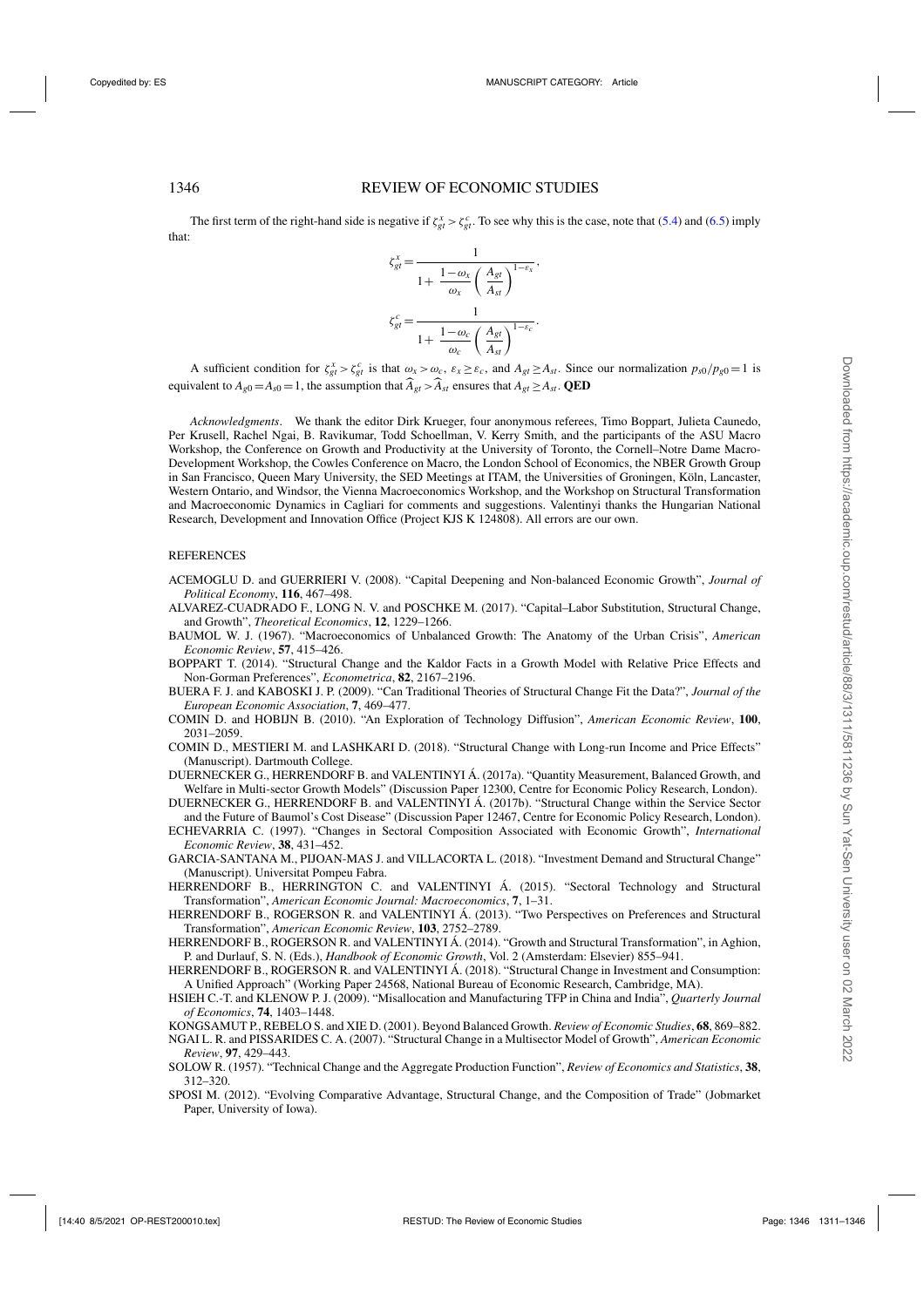The first term of the right-hand side is negative if $\zeta^x_{gt} > \zeta^c_{gt}$. To see why this is the case, note that (5.4) and (6.5) imply that:

$$\zeta^x_{gt} = \frac{1}{1 + \dfrac{1-\omega_x}{\omega_x}\left(\dfrac{A_{gt}}{A_{st}}\right)^{1-\varepsilon_x}},$$

$$\zeta^c_{gt} = \frac{1}{1 + \dfrac{1-\omega_c}{\omega_c}\left(\dfrac{A_{gt}}{A_{st}}\right)^{1-\varepsilon_c}}.$$

A sufficient condition for $\zeta^x_{gt} > \zeta^c_{gt}$ is that $\omega_x > \omega_c$, $\varepsilon_x \geq \varepsilon_c$, and $A_{gt} \geq A_{st}$. Since our normalization $p_{s0}/p_{g0} = 1$ is equivalent to $A_{g0} = A_{s0} = 1$, the assumption that $\widehat{A}_{gt} > \widehat{A}_{st}$ ensures that $A_{gt} \geq A_{st}$. **QED**

*Acknowledgments*. We thank the editor Dirk Krueger, four anonymous referees, Timo Boppart, Julieta Caunedo, Per Krusell, Rachel Ngai, B. Ravikumar, Todd Schoellman, V. Kerry Smith, and the participants of the ASU Macro Workshop, the Conference on Growth and Productivity at the University of Toronto, the Cornell–Notre Dame Macro-Development Workshop, the Cowles Conference on Macro, the London School of Economics, the NBER Growth Group in San Francisco, Queen Mary University, the SED Meetings at ITAM, the Universities of Groningen, Köln, Lancaster, Western Ontario, and Windsor, the Vienna Macroeconomics Workshop, and the Workshop on Structural Transformation and Macroeconomic Dynamics in Cagliari for comments and suggestions. Valentinyi thanks the Hungarian National Research, Development and Innovation Office (Project KJS K 124808). All errors are our own.

## REFERENCES

ACEMOGLU D. and GUERRIERI V. (2008). "Capital Deepening and Non-balanced Economic Growth", *Journal of Political Economy*, **116**, 467–498.

ALVAREZ-CUADRADO F., LONG N. V. and POSCHKE M. (2017). "Capital–Labor Substitution, Structural Change, and Growth", *Theoretical Economics*, **12**, 1229–1266.

BAUMOL W. J. (1967). "Macroeconomics of Unbalanced Growth: The Anatomy of the Urban Crisis", *American Economic Review*, **57**, 415–426.

BOPPART T. (2014). "Structural Change and the Kaldor Facts in a Growth Model with Relative Price Effects and Non-Gorman Preferences", *Econometrica*, **82**, 2167–2196.

BUERA F. J. and KABOSKI J. P. (2009). "Can Traditional Theories of Structural Change Fit the Data?", *Journal of the European Economic Association*, **7**, 469–477.

COMIN D. and HOBIJN B. (2010). "An Exploration of Technology Diffusion", *American Economic Review*, **100**, 2031–2059.

COMIN D., MESTIERI M. and LASHKARI D. (2018). "Structural Change with Long-run Income and Price Effects" (Manuscript). Dartmouth College.

DUERNECKER G., HERRENDORF B. and VALENTINYI Á. (2017a). "Quantity Measurement, Balanced Growth, and Welfare in Multi-sector Growth Models" (Discussion Paper 12300, Centre for Economic Policy Research, London).

DUERNECKER G., HERRENDORF B. and VALENTINYI Á. (2017b). "Structural Change within the Service Sector and the Future of Baumol's Cost Disease" (Discussion Paper 12467, Centre for Economic Policy Research, London).

ECHEVARRIA C. (1997). "Changes in Sectoral Composition Associated with Economic Growth", *International Economic Review*, **38**, 431–452.

GARCIA-SANTANA M., PIJOAN-MAS J. and VILLACORTA L. (2018). "Investment Demand and Structural Change" (Manuscript). Universitat Pompeu Fabra.

HERRENDORF B., HERRINGTON C. and VALENTINYI Á. (2015). "Sectoral Technology and Structural Transformation", *American Economic Journal: Macroeconomics*, **7**, 1–31.

HERRENDORF B., ROGERSON R. and VALENTINYI Á. (2013). "Two Perspectives on Preferences and Structural Transformation", *American Economic Review*, **103**, 2752–2789.

HERRENDORF B., ROGERSON R. and VALENTINYI Á. (2014). "Growth and Structural Transformation", in Aghion, P. and Durlauf, S. N. (Eds.), *Handbook of Economic Growth*, Vol. 2 (Amsterdam: Elsevier) 855–941.

HERRENDORF B., ROGERSON R. and VALENTINYI Á. (2018). "Structural Change in Investment and Consumption: A Unified Approach" (Working Paper 24568, National Bureau of Economic Research, Cambridge, MA).

HSIEH C.-T. and KLENOW P. J. (2009). "Misallocation and Manufacturing TFP in China and India", *Quarterly Journal of Economics*, **74**, 1403–1448.

KONGSAMUT P., REBELO S. and XIE D. (2001). Beyond Balanced Growth. *Review of Economic Studies*, **68**, 869–882.

NGAI L. R. and PISSARIDES C. A. (2007). "Structural Change in a Multisector Model of Growth", *American Economic Review*, **97**, 429–443.

SOLOW R. (1957). "Technical Change and the Aggregate Production Function", *Review of Economics and Statistics*, **38**, 312–320.

SPOSI M. (2012). "Evolving Comparative Advantage, Structural Change, and the Composition of Trade" (Jobmarket Paper, University of Iowa).